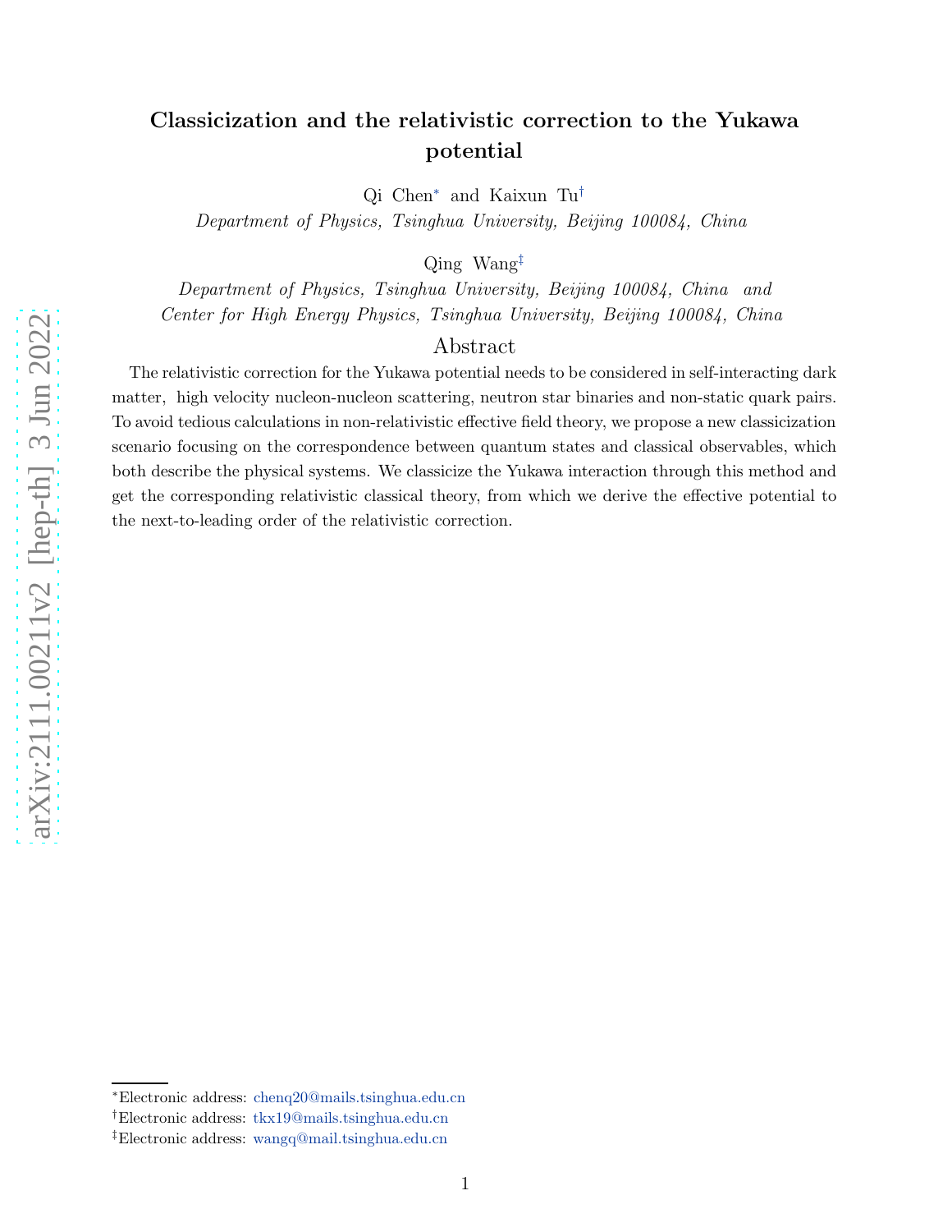# Classicization and the relativistic correction to the Yukawa potential

Qi Chen[*] and Kaixun Tu[†]

*Department of Physics, Tsinghua University, Beijing 100084, China*

Qing Wang[‡]

*Department of Physics, Tsinghua University, Beijing 100084, China and*
*Center for High Energy Physics, Tsinghua University, Beijing 100084, China*

## Abstract

The relativistic correction for the Yukawa potential needs to be considered in self-interacting dark matter, high velocity nucleon-nucleon scattering, neutron star binaries and non-static quark pairs. To avoid tedious calculations in non-relativistic effective field theory, we propose a new classicization scenario focusing on the correspondence between quantum states and classical observables, which both describe the physical systems. We classicize the Yukawa interaction through this method and get the corresponding relativistic classical theory, from which we derive the effective potential to the next-to-leading order of the relativistic correction.

---

[*] Electronic address: chenq20@mails.tsinghua.edu.cn

[†] Electronic address: tkx19@mails.tsinghua.edu.cn

[‡] Electronic address: wangq@mail.tsinghua.edu.cn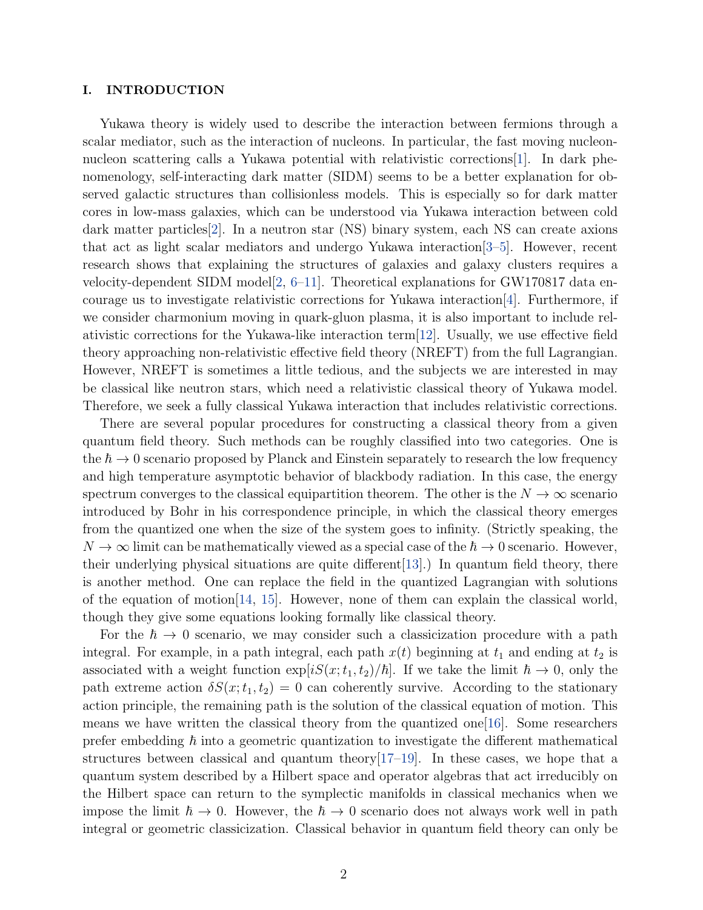## I. INTRODUCTION

Yukawa theory is widely used to describe the interaction between fermions through a scalar mediator, such as the interaction of nucleons. In particular, the fast moving nucleon-nucleon scattering calls a Yukawa potential with relativistic corrections[1]. In dark phenomenology, self-interacting dark matter (SIDM) seems to be a better explanation for observed galactic structures than collisionless models. This is especially so for dark matter cores in low-mass galaxies, which can be understood via Yukawa interaction between cold dark matter particles[2]. In a neutron star (NS) binary system, each NS can create axions that act as light scalar mediators and undergo Yukawa interaction[3–5]. However, recent research shows that explaining the structures of galaxies and galaxy clusters requires a velocity-dependent SIDM model[2, 6–11]. Theoretical explanations for GW170817 data encourage us to investigate relativistic corrections for Yukawa interaction[4]. Furthermore, if we consider charmonium moving in quark-gluon plasma, it is also important to include relativistic corrections for the Yukawa-like interaction term[12]. Usually, we use effective field theory approaching non-relativistic effective field theory (NREFT) from the full Lagrangian. However, NREFT is sometimes a little tedious, and the subjects we are interested in may be classical like neutron stars, which need a relativistic classical theory of Yukawa model. Therefore, we seek a fully classical Yukawa interaction that includes relativistic corrections.

There are several popular procedures for constructing a classical theory from a given quantum field theory. Such methods can be roughly classified into two categories. One is the $\hbar \to 0$ scenario proposed by Planck and Einstein separately to research the low frequency and high temperature asymptotic behavior of blackbody radiation. In this case, the energy spectrum converges to the classical equipartition theorem. The other is the $N \to \infty$ scenario introduced by Bohr in his correspondence principle, in which the classical theory emerges from the quantized one when the size of the system goes to infinity. (Strictly speaking, the $N \to \infty$ limit can be mathematically viewed as a special case of the $\hbar \to 0$ scenario. However, their underlying physical situations are quite different[13].) In quantum field theory, there is another method. One can replace the field in the quantized Lagrangian with solutions of the equation of motion[14, 15]. However, none of them can explain the classical world, though they give some equations looking formally like classical theory.

For the $\hbar \to 0$ scenario, we may consider such a classicization procedure with a path integral. For example, in a path integral, each path $x(t)$ beginning at $t_1$ and ending at $t_2$ is associated with a weight function $\exp[iS(x; t_1, t_2)/\hbar]$. If we take the limit $\hbar \to 0$, only the path extreme action $\delta S(x; t_1, t_2) = 0$ can coherently survive. According to the stationary action principle, the remaining path is the solution of the classical equation of motion. This means we have written the classical theory from the quantized one[16]. Some researchers prefer embedding $\hbar$ into a geometric quantization to investigate the different mathematical structures between classical and quantum theory[17–19]. In these cases, we hope that a quantum system described by a Hilbert space and operator algebras that act irreducibly on the Hilbert space can return to the symplectic manifolds in classical mechanics when we impose the limit $\hbar \to 0$. However, the $\hbar \to 0$ scenario does not always work well in path integral or geometric classicization. Classical behavior in quantum field theory can only be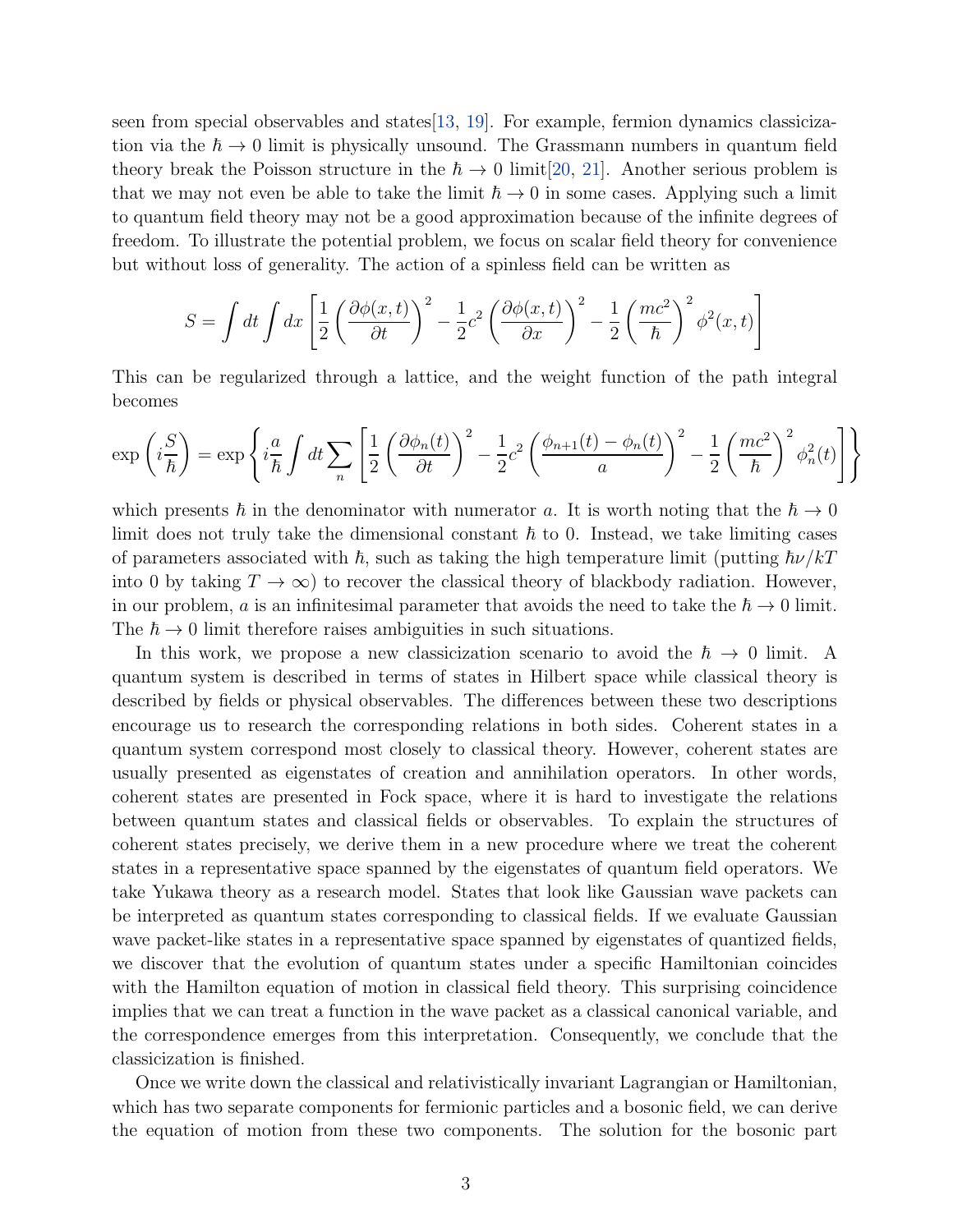seen from special observables and states[13, 19]. For example, fermion dynamics classicization via the $\hbar \to 0$ limit is physically unsound. The Grassmann numbers in quantum field theory break the Poisson structure in the $\hbar \to 0$ limit[20, 21]. Another serious problem is that we may not even be able to take the limit $\hbar \to 0$ in some cases. Applying such a limit to quantum field theory may not be a good approximation because of the infinite degrees of freedom. To illustrate the potential problem, we focus on scalar field theory for convenience but without loss of generality. The action of a spinless field can be written as

$$S = \int dt \int dx \left[ \frac{1}{2} \left( \frac{\partial \phi(x,t)}{\partial t} \right)^2 - \frac{1}{2} c^2 \left( \frac{\partial \phi(x,t)}{\partial x} \right)^2 - \frac{1}{2} \left( \frac{mc^2}{\hbar} \right)^2 \phi^2(x,t) \right]$$

This can be regularized through a lattice, and the weight function of the path integral becomes

$$\exp\left(i\frac{S}{\hbar}\right) = \exp\left\{ i\frac{a}{\hbar} \int dt \sum_n \left[ \frac{1}{2} \left( \frac{\partial \phi_n(t)}{\partial t} \right)^2 - \frac{1}{2} c^2 \left( \frac{\phi_{n+1}(t) - \phi_n(t)}{a} \right)^2 - \frac{1}{2} \left( \frac{mc^2}{\hbar} \right)^2 \phi_n^2(t) \right] \right\}$$

which presents $\hbar$ in the denominator with numerator $a$. It is worth noting that the $\hbar \to 0$ limit does not truly take the dimensional constant $\hbar$ to 0. Instead, we take limiting cases of parameters associated with $\hbar$, such as taking the high temperature limit (putting $\hbar\nu/kT$ into 0 by taking $T \to \infty$) to recover the classical theory of blackbody radiation. However, in our problem, $a$ is an infinitesimal parameter that avoids the need to take the $\hbar \to 0$ limit. The $\hbar \to 0$ limit therefore raises ambiguities in such situations.

In this work, we propose a new classicization scenario to avoid the $\hbar \to 0$ limit. A quantum system is described in terms of states in Hilbert space while classical theory is described by fields or physical observables. The differences between these two descriptions encourage us to research the corresponding relations in both sides. Coherent states in a quantum system correspond most closely to classical theory. However, coherent states are usually presented as eigenstates of creation and annihilation operators. In other words, coherent states are presented in Fock space, where it is hard to investigate the relations between quantum states and classical fields or observables. To explain the structures of coherent states precisely, we derive them in a new procedure where we treat the coherent states in a representative space spanned by the eigenstates of quantum field operators. We take Yukawa theory as a research model. States that look like Gaussian wave packets can be interpreted as quantum states corresponding to classical fields. If we evaluate Gaussian wave packet-like states in a representative space spanned by eigenstates of quantized fields, we discover that the evolution of quantum states under a specific Hamiltonian coincides with the Hamilton equation of motion in classical field theory. This surprising coincidence implies that we can treat a function in the wave packet as a classical canonical variable, and the correspondence emerges from this interpretation. Consequently, we conclude that the classicization is finished.

Once we write down the classical and relativistically invariant Lagrangian or Hamiltonian, which has two separate components for fermionic particles and a bosonic field, we can derive the equation of motion from these two components. The solution for the bosonic part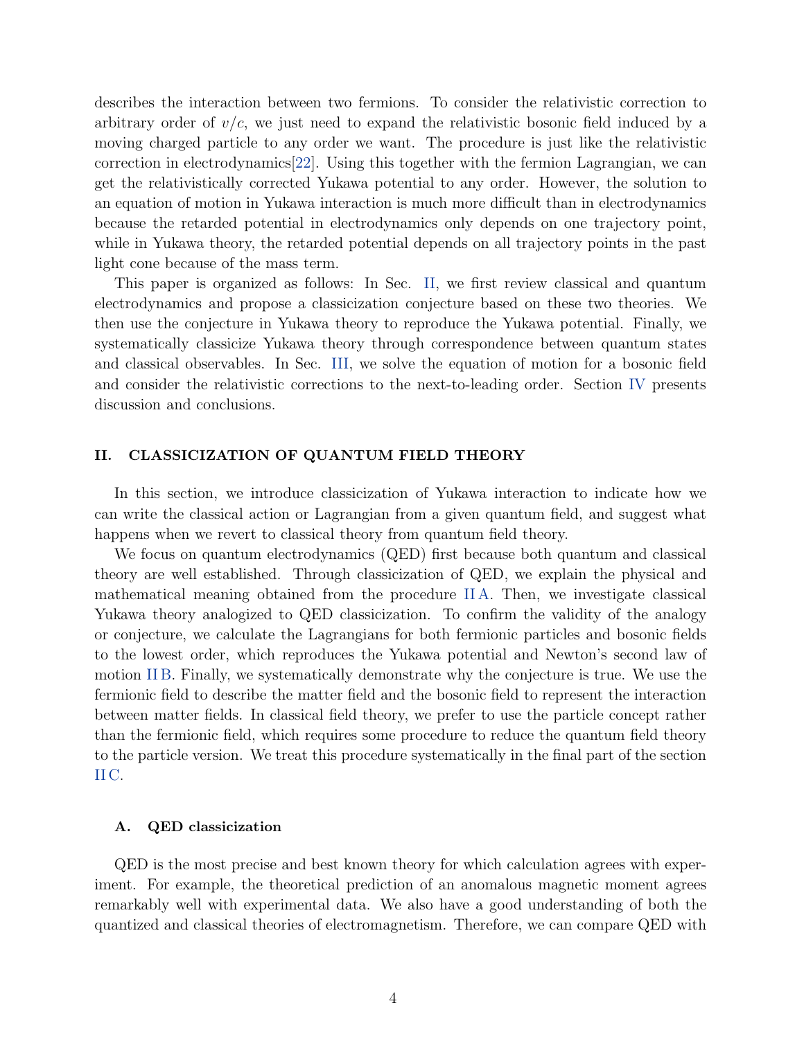describes the interaction between two fermions. To consider the relativistic correction to arbitrary order of $v/c$, we just need to expand the relativistic bosonic field induced by a moving charged particle to any order we want. The procedure is just like the relativistic correction in electrodynamics[22]. Using this together with the fermion Lagrangian, we can get the relativistically corrected Yukawa potential to any order. However, the solution to an equation of motion in Yukawa interaction is much more difficult than in electrodynamics because the retarded potential in electrodynamics only depends on one trajectory point, while in Yukawa theory, the retarded potential depends on all trajectory points in the past light cone because of the mass term.

This paper is organized as follows: In Sec. II, we first review classical and quantum electrodynamics and propose a classicization conjecture based on these two theories. We then use the conjecture in Yukawa theory to reproduce the Yukawa potential. Finally, we systematically classicize Yukawa theory through correspondence between quantum states and classical observables. In Sec. III, we solve the equation of motion for a bosonic field and consider the relativistic corrections to the next-to-leading order. Section IV presents discussion and conclusions.

## II. CLASSICIZATION OF QUANTUM FIELD THEORY

In this section, we introduce classicization of Yukawa interaction to indicate how we can write the classical action or Lagrangian from a given quantum field, and suggest what happens when we revert to classical theory from quantum field theory.

We focus on quantum electrodynamics (QED) first because both quantum and classical theory are well established. Through classicization of QED, we explain the physical and mathematical meaning obtained from the procedure II A. Then, we investigate classical Yukawa theory analogized to QED classicization. To confirm the validity of the analogy or conjecture, we calculate the Lagrangians for both fermionic particles and bosonic fields to the lowest order, which reproduces the Yukawa potential and Newton's second law of motion II B. Finally, we systematically demonstrate why the conjecture is true. We use the fermionic field to describe the matter field and the bosonic field to represent the interaction between matter fields. In classical field theory, we prefer to use the particle concept rather than the fermionic field, which requires some procedure to reduce the quantum field theory to the particle version. We treat this procedure systematically in the final part of the section II C.

### A. QED classicization

QED is the most precise and best known theory for which calculation agrees with experiment. For example, the theoretical prediction of an anomalous magnetic moment agrees remarkably well with experimental data. We also have a good understanding of both the quantized and classical theories of electromagnetism. Therefore, we can compare QED with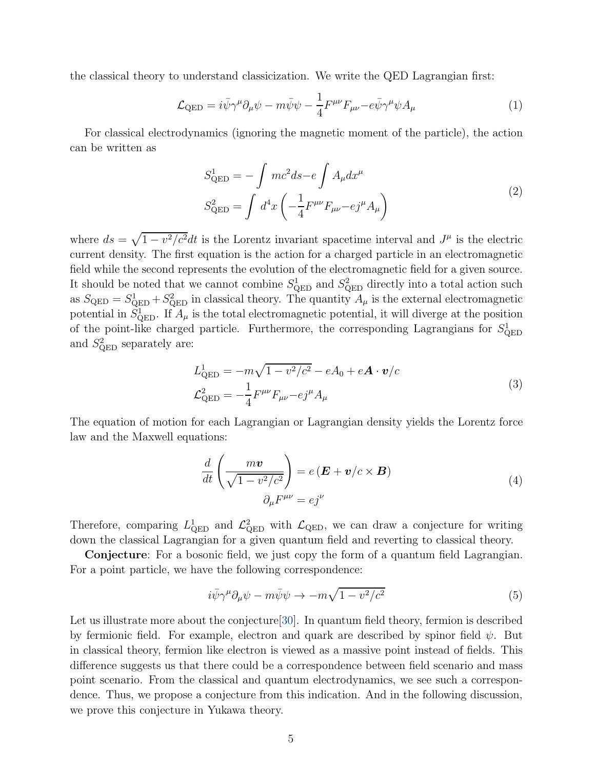the classical theory to understand classicization. We write the QED Lagrangian first:

$$
\mathcal{L}_{\text{QED}} = i\bar{\psi}\gamma^{\mu}\partial_{\mu}\psi - m\bar{\psi}\psi - \frac{1}{4}F^{\mu\nu}F_{\mu\nu} - e\bar{\psi}\gamma^{\mu}\psi A_{\mu} \tag{1}
$$

For classical electrodynamics (ignoring the magnetic moment of the particle), the action can be written as

$$
\begin{aligned}
S^1_{\text{QED}} &= -\int mc^2 ds - e\int A_{\mu}dx^{\mu} \\
S^2_{\text{QED}} &= \int d^4x \left(-\frac{1}{4}F^{\mu\nu}F_{\mu\nu} - ej^{\mu}A_{\mu}\right)
\end{aligned} \tag{2}
$$

where $ds = \sqrt{1 - v^2/c^2}dt$ is the Lorentz invariant spacetime interval and $J^{\mu}$ is the electric current density. The first equation is the action for a charged particle in an electromagnetic field while the second represents the evolution of the electromagnetic field for a given source. It should be noted that we cannot combine $S^1_{\text{QED}}$ and $S^2_{\text{QED}}$ directly into a total action such as $S_{\text{QED}} = S^1_{\text{QED}} + S^2_{\text{QED}}$ in classical theory. The quantity $A_{\mu}$ is the external electromagnetic potential in $S^1_{\text{QED}}$. If $A_{\mu}$ is the total electromagnetic potential, it will diverge at the position of the point-like charged particle. Furthermore, the corresponding Lagrangians for $S^1_{\text{QED}}$ and $S^2_{\text{QED}}$ separately are:

$$
\begin{aligned}
L^1_{\text{QED}} &= -m\sqrt{1 - v^2/c^2} - eA_0 + e\boldsymbol{A}\cdot\boldsymbol{v}/c \\
\mathcal{L}^2_{\text{QED}} &= -\frac{1}{4}F^{\mu\nu}F_{\mu\nu} - ej^{\mu}A_{\mu}
\end{aligned} \tag{3}
$$

The equation of motion for each Lagrangian or Lagrangian density yields the Lorentz force law and the Maxwell equations:

$$
\begin{aligned}
\frac{d}{dt}\left(\frac{m\boldsymbol{v}}{\sqrt{1 - v^2/c^2}}\right) &= e\left(\boldsymbol{E} + \boldsymbol{v}/c \times \boldsymbol{B}\right) \\
\partial_{\mu}F^{\mu\nu} &= ej^{\nu}
\end{aligned} \tag{4}
$$

Therefore, comparing $L^1_{\text{QED}}$ and $\mathcal{L}^2_{\text{QED}}$ with $\mathcal{L}_{\text{QED}}$, we can draw a conjecture for writing down the classical Lagrangian for a given quantum field and reverting to classical theory.

**Conjecture**: For a bosonic field, we just copy the form of a quantum field Lagrangian. For a point particle, we have the following correspondence:

$$
i\bar{\psi}\gamma^{\mu}\partial_{\mu}\psi - m\bar{\psi}\psi \rightarrow -m\sqrt{1 - v^2/c^2} \tag{5}
$$

Let us illustrate more about the conjecture[30]. In quantum field theory, fermion is described by fermionic field. For example, electron and quark are described by spinor field $\psi$. But in classical theory, fermion like electron is viewed as a massive point instead of fields. This difference suggests us that there could be a correspondence between field scenario and mass point scenario. From the classical and quantum electrodynamics, we see such a correspondence. Thus, we propose a conjecture from this indication. And in the following discussion, we prove this conjecture in Yukawa theory.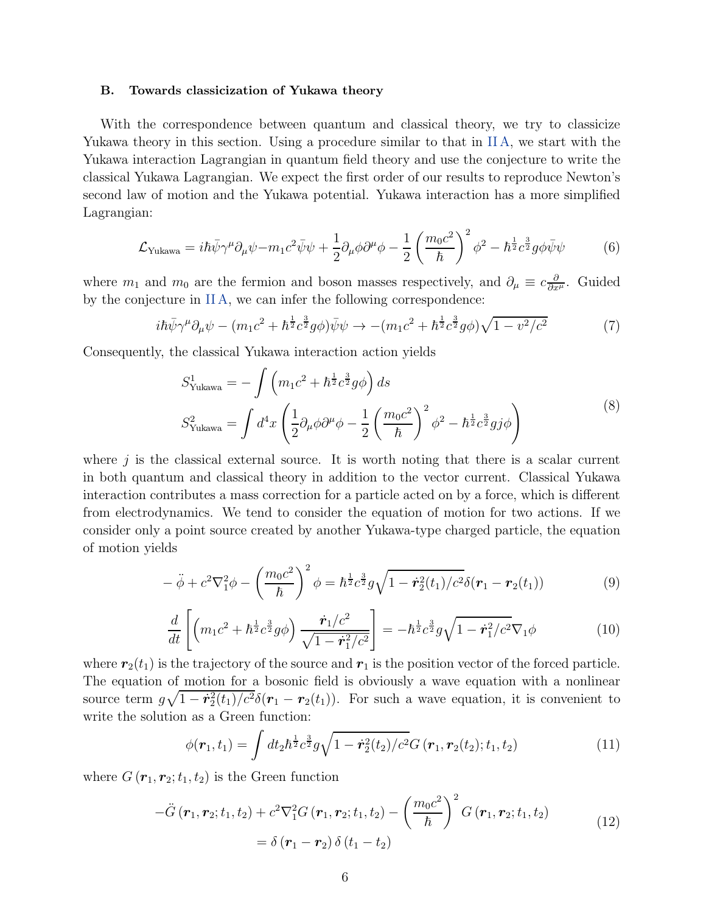### B. Towards classicization of Yukawa theory

With the correspondence between quantum and classical theory, we try to classicize Yukawa theory in this section. Using a procedure similar to that in II A, we start with the Yukawa interaction Lagrangian in quantum field theory and use the conjecture to write the classical Yukawa Lagrangian. We expect the first order of our results to reproduce Newton's second law of motion and the Yukawa potential. Yukawa interaction has a more simplified Lagrangian:

$$\mathcal{L}_{\text{Yukawa}} = i\hbar\bar{\psi}\gamma^\mu\partial_\mu\psi - m_1c^2\bar{\psi}\psi + \frac{1}{2}\partial_\mu\phi\partial^\mu\phi - \frac{1}{2}\left(\frac{m_0c^2}{\hbar}\right)^2\phi^2 - \hbar^{\frac{1}{2}}c^{\frac{3}{2}}g\phi\bar{\psi}\psi \tag{6}$$

where $m_1$ and $m_0$ are the fermion and boson masses respectively, and $\partial_\mu \equiv c\frac{\partial}{\partial x^\mu}$. Guided by the conjecture in II A, we can infer the following correspondence:

$$i\hbar\bar{\psi}\gamma^\mu\partial_\mu\psi - (m_1c^2 + \hbar^{\frac{1}{2}}c^{\frac{3}{2}}g\phi)\bar{\psi}\psi \to -(m_1c^2 + \hbar^{\frac{1}{2}}c^{\frac{3}{2}}g\phi)\sqrt{1 - v^2/c^2} \tag{7}$$

Consequently, the classical Yukawa interaction action yields

$$\begin{aligned} S^1_{\text{Yukawa}} &= -\int \left(m_1c^2 + \hbar^{\frac{1}{2}}c^{\frac{3}{2}}g\phi\right) ds \\ S^2_{\text{Yukawa}} &= \int d^4x \left(\frac{1}{2}\partial_\mu\phi\partial^\mu\phi - \frac{1}{2}\left(\frac{m_0c^2}{\hbar}\right)^2\phi^2 - \hbar^{\frac{1}{2}}c^{\frac{3}{2}}gj\phi\right) \end{aligned} \tag{8}$$

where $j$ is the classical external source. It is worth noting that there is a scalar current in both quantum and classical theory in addition to the vector current. Classical Yukawa interaction contributes a mass correction for a particle acted on by a force, which is different from electrodynamics. We tend to consider the equation of motion for two actions. If we consider only a point source created by another Yukawa-type charged particle, the equation of motion yields

$$-\ddot{\phi} + c^2\nabla_1^2\phi - \left(\frac{m_0c^2}{\hbar}\right)^2\phi = \hbar^{\frac{1}{2}}c^{\frac{3}{2}}g\sqrt{1 - \dot{\boldsymbol{r}}_2^2(t_1)/c^2}\,\delta(\boldsymbol{r}_1 - \boldsymbol{r}_2(t_1)) \tag{9}$$

$$\frac{d}{dt}\left[\left(m_1c^2 + \hbar^{\frac{1}{2}}c^{\frac{3}{2}}g\phi\right)\frac{\dot{\boldsymbol{r}}_1/c^2}{\sqrt{1 - \dot{\boldsymbol{r}}_1^2/c^2}}\right] = -\hbar^{\frac{1}{2}}c^{\frac{3}{2}}g\sqrt{1 - \dot{\boldsymbol{r}}_1^2/c^2}\,\nabla_1\phi \tag{10}$$

where $\boldsymbol{r}_2(t_1)$ is the trajectory of the source and $\boldsymbol{r}_1$ is the position vector of the forced particle. The equation of motion for a bosonic field is obviously a wave equation with a nonlinear source term $g\sqrt{1 - \dot{\boldsymbol{r}}_2^2(t_1)/c^2}\,\delta(\boldsymbol{r}_1 - \boldsymbol{r}_2(t_1))$. For such a wave equation, it is convenient to write the solution as a Green function:

$$\phi(\boldsymbol{r}_1, t_1) = \int dt_2 \hbar^{\frac{1}{2}}c^{\frac{3}{2}}g\sqrt{1 - \dot{\boldsymbol{r}}_2^2(t_2)/c^2}\,G\left(\boldsymbol{r}_1, \boldsymbol{r}_2(t_2); t_1, t_2\right) \tag{11}$$

where $G\left(\boldsymbol{r}_1, \boldsymbol{r}_2; t_1, t_2\right)$ is the Green function

$$\begin{aligned} -\ddot{G}\left(\boldsymbol{r}_1, \boldsymbol{r}_2; t_1, t_2\right) + c^2\nabla_1^2 G\left(\boldsymbol{r}_1, \boldsymbol{r}_2; t_1, t_2\right) - \left(\frac{m_0c^2}{\hbar}\right)^2 G\left(\boldsymbol{r}_1, \boldsymbol{r}_2; t_1, t_2\right) \\ = \delta\left(\boldsymbol{r}_1 - \boldsymbol{r}_2\right)\delta\left(t_1 - t_2\right) \end{aligned} \tag{12}$$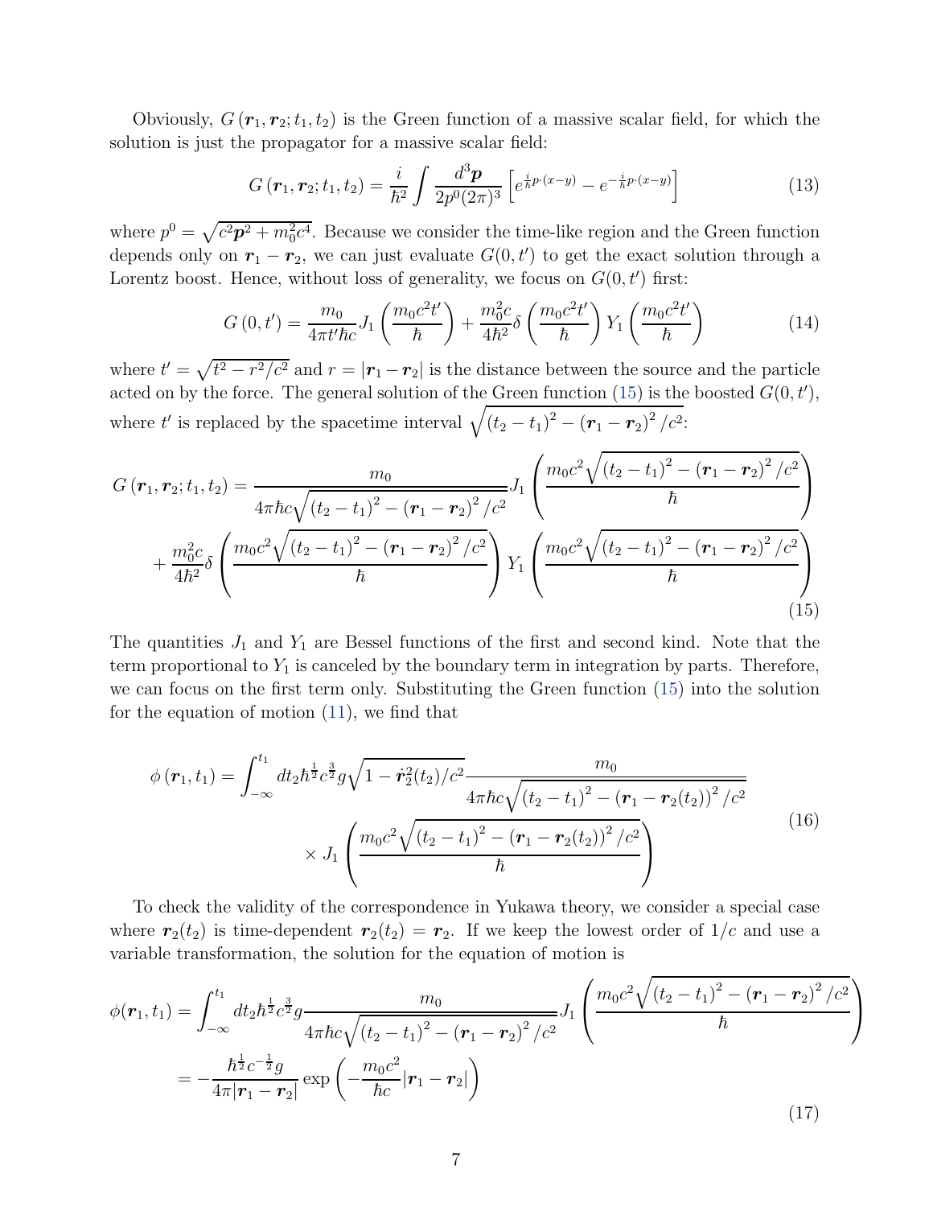Obviously, $G(\boldsymbol{r}_1, \boldsymbol{r}_2; t_1, t_2)$ is the Green function of a massive scalar field, for which the solution is just the propagator for a massive scalar field:

$$G(\boldsymbol{r}_1, \boldsymbol{r}_2; t_1, t_2) = \frac{i}{\hbar^2} \int \frac{d^3\boldsymbol{p}}{2p^0(2\pi)^3} \left[ e^{\frac{i}{\hbar} p\cdot(x-y)} - e^{-\frac{i}{\hbar} p\cdot(x-y)} \right] \tag{13}$$

where $p^0 = \sqrt{c^2\boldsymbol{p}^2 + m_0^2 c^4}$. Because we consider the time-like region and the Green function depends only on $\boldsymbol{r}_1 - \boldsymbol{r}_2$, we can just evaluate $G(0, t')$ to get the exact solution through a Lorentz boost. Hence, without loss of generality, we focus on $G(0, t')$ first:

$$G(0, t') = \frac{m_0}{4\pi t' \hbar c} J_1\left(\frac{m_0 c^2 t'}{\hbar}\right) + \frac{m_0^2 c}{4\hbar^2} \delta\left(\frac{m_0 c^2 t'}{\hbar}\right) Y_1\left(\frac{m_0 c^2 t'}{\hbar}\right) \tag{14}$$

where $t' = \sqrt{t^2 - r^2/c^2}$ and $r = |\boldsymbol{r}_1 - \boldsymbol{r}_2|$ is the distance between the source and the particle acted on by the force. The general solution of the Green function (15) is the boosted $G(0, t')$, where $t'$ is replaced by the spacetime interval $\sqrt{(t_2 - t_1)^2 - (\boldsymbol{r}_1 - \boldsymbol{r}_2)^2/c^2}$:

$$\begin{aligned} G(\boldsymbol{r}_1, \boldsymbol{r}_2; t_1, t_2) = &\frac{m_0}{4\pi \hbar c \sqrt{(t_2 - t_1)^2 - (\boldsymbol{r}_1 - \boldsymbol{r}_2)^2/c^2}} J_1\left(\frac{m_0 c^2 \sqrt{(t_2 - t_1)^2 - (\boldsymbol{r}_1 - \boldsymbol{r}_2)^2/c^2}}{\hbar}\right) \\ &+ \frac{m_0^2 c}{4\hbar^2} \delta\left(\frac{m_0 c^2 \sqrt{(t_2 - t_1)^2 - (\boldsymbol{r}_1 - \boldsymbol{r}_2)^2/c^2}}{\hbar}\right) Y_1\left(\frac{m_0 c^2 \sqrt{(t_2 - t_1)^2 - (\boldsymbol{r}_1 - \boldsymbol{r}_2)^2/c^2}}{\hbar}\right) \end{aligned} \tag{15}$$

The quantities $J_1$ and $Y_1$ are Bessel functions of the first and second kind. Note that the term proportional to $Y_1$ is canceled by the boundary term in integration by parts. Therefore, we can focus on the first term only. Substituting the Green function (15) into the solution for the equation of motion (11), we find that

$$\begin{aligned} \phi(\boldsymbol{r}_1, t_1) = \int_{-\infty}^{t_1} dt_2 \hbar^{\frac{1}{2}} c^{\frac{3}{2}} g \sqrt{1 - \dot{\boldsymbol{r}}_2^2(t_2)/c^2} &\frac{m_0}{4\pi \hbar c \sqrt{(t_2 - t_1)^2 - (\boldsymbol{r}_1 - \boldsymbol{r}_2(t_2))^2/c^2}} \\ &\times J_1\left(\frac{m_0 c^2 \sqrt{(t_2 - t_1)^2 - (\boldsymbol{r}_1 - \boldsymbol{r}_2(t_2))^2/c^2}}{\hbar}\right) \end{aligned} \tag{16}$$

To check the validity of the correspondence in Yukawa theory, we consider a special case where $\boldsymbol{r}_2(t_2)$ is time-dependent $\boldsymbol{r}_2(t_2) = \boldsymbol{r}_2$. If we keep the lowest order of $1/c$ and use a variable transformation, the solution for the equation of motion is

$$\begin{aligned} \phi(\boldsymbol{r}_1, t_1) &= \int_{-\infty}^{t_1} dt_2 \hbar^{\frac{1}{2}} c^{\frac{3}{2}} g \frac{m_0}{4\pi \hbar c \sqrt{(t_2 - t_1)^2 - (\boldsymbol{r}_1 - \boldsymbol{r}_2)^2/c^2}} J_1\left(\frac{m_0 c^2 \sqrt{(t_2 - t_1)^2 - (\boldsymbol{r}_1 - \boldsymbol{r}_2)^2/c^2}}{\hbar}\right) \\ &= -\frac{\hbar^{\frac{1}{2}} c^{-\frac{1}{2}} g}{4\pi |\boldsymbol{r}_1 - \boldsymbol{r}_2|} \exp\left(-\frac{m_0 c^2}{\hbar c} |\boldsymbol{r}_1 - \boldsymbol{r}_2|\right) \end{aligned} \tag{17}$$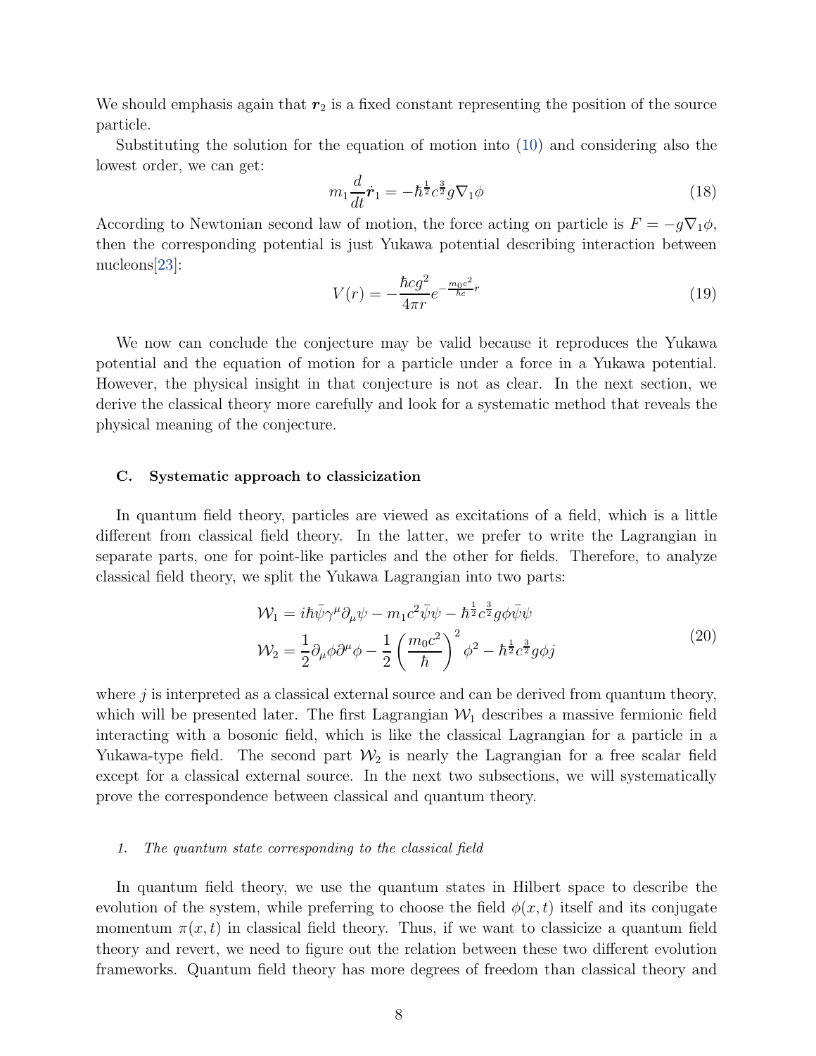We should emphasis again that $\boldsymbol{r}_2$ is a fixed constant representing the position of the source particle.

Substituting the solution for the equation of motion into (10) and considering also the lowest order, we can get:

$$m_1 \frac{d}{dt}\dot{\boldsymbol{r}}_1 = -\hbar^{\frac{1}{2}} c^{\frac{3}{2}} g \nabla_1 \phi \tag{18}$$

According to Newtonian second law of motion, the force acting on particle is $F = -g\nabla_1\phi$, then the corresponding potential is just Yukawa potential describing interaction between nucleons[23]:

$$V(r) = -\frac{\hbar c g^2}{4\pi r} e^{-\frac{m_0 c^2}{\hbar c} r} \tag{19}$$

We now can conclude the conjecture may be valid because it reproduces the Yukawa potential and the equation of motion for a particle under a force in a Yukawa potential. However, the physical insight in that conjecture is not as clear. In the next section, we derive the classical theory more carefully and look for a systematic method that reveals the physical meaning of the conjecture.

### C. Systematic approach to classicization

In quantum field theory, particles are viewed as excitations of a field, which is a little different from classical field theory. In the latter, we prefer to write the Lagrangian in separate parts, one for point-like particles and the other for fields. Therefore, to analyze classical field theory, we split the Yukawa Lagrangian into two parts:

$$\begin{aligned}
\mathcal{W}_1 &= i\hbar\bar{\psi}\gamma^\mu\partial_\mu\psi - m_1 c^2\bar{\psi}\psi - \hbar^{\frac{1}{2}} c^{\frac{3}{2}} g\phi\bar{\psi}\psi \\
\mathcal{W}_2 &= \frac{1}{2}\partial_\mu\phi\partial^\mu\phi - \frac{1}{2}\left(\frac{m_0 c^2}{\hbar}\right)^2 \phi^2 - \hbar^{\frac{1}{2}} c^{\frac{3}{2}} g\phi j
\end{aligned} \tag{20}$$

where $j$ is interpreted as a classical external source and can be derived from quantum theory, which will be presented later. The first Lagrangian $\mathcal{W}_1$ describes a massive fermionic field interacting with a bosonic field, which is like the classical Lagrangian for a particle in a Yukawa-type field. The second part $\mathcal{W}_2$ is nearly the Lagrangian for a free scalar field except for a classical external source. In the next two subsections, we will systematically prove the correspondence between classical and quantum theory.

#### 1. *The quantum state corresponding to the classical field*

In quantum field theory, we use the quantum states in Hilbert space to describe the evolution of the system, while preferring to choose the field $\phi(x,t)$ itself and its conjugate momentum $\pi(x,t)$ in classical field theory. Thus, if we want to classicize a quantum field theory and revert, we need to figure out the relation between these two different evolution frameworks. Quantum field theory has more degrees of freedom than classical theory and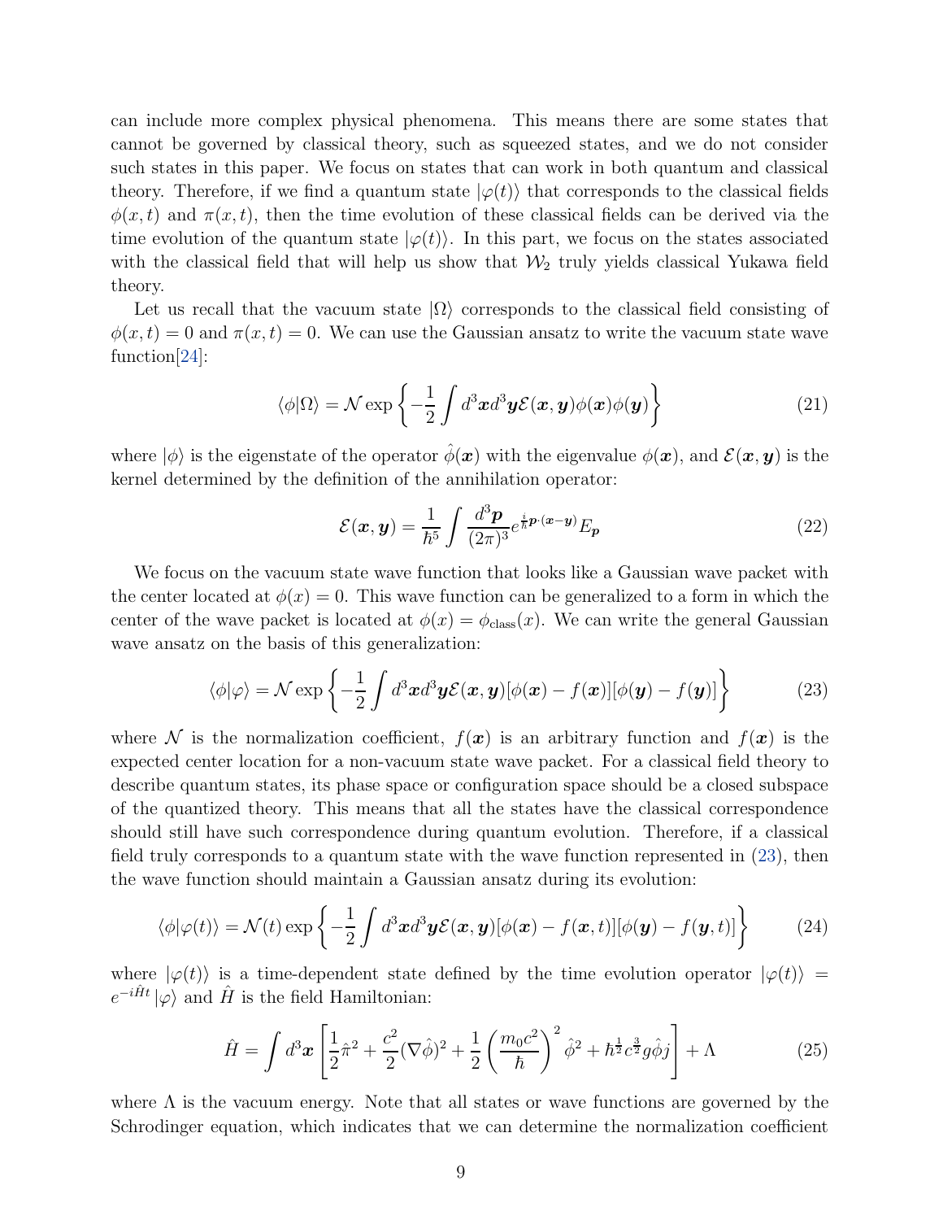can include more complex physical phenomena. This means there are some states that cannot be governed by classical theory, such as squeezed states, and we do not consider such states in this paper. We focus on states that can work in both quantum and classical theory. Therefore, if we find a quantum state $|\varphi(t)\rangle$ that corresponds to the classical fields $\phi(x,t)$ and $\pi(x,t)$, then the time evolution of these classical fields can be derived via the time evolution of the quantum state $|\varphi(t)\rangle$. In this part, we focus on the states associated with the classical field that will help us show that $\mathcal{W}_2$ truly yields classical Yukawa field theory.

Let us recall that the vacuum state $|\Omega\rangle$ corresponds to the classical field consisting of $\phi(x,t) = 0$ and $\pi(x,t) = 0$. We can use the Gaussian ansatz to write the vacuum state wave function[24]:

$$\langle\phi|\Omega\rangle = \mathcal{N}\exp\left\{-\frac{1}{2}\int d^3\boldsymbol{x}d^3\boldsymbol{y}\mathcal{E}(\boldsymbol{x},\boldsymbol{y})\phi(\boldsymbol{x})\phi(\boldsymbol{y})\right\} \tag{21}$$

where $|\phi\rangle$ is the eigenstate of the operator $\hat{\phi}(\boldsymbol{x})$ with the eigenvalue $\phi(\boldsymbol{x})$, and $\mathcal{E}(\boldsymbol{x},\boldsymbol{y})$ is the kernel determined by the definition of the annihilation operator:

$$\mathcal{E}(\boldsymbol{x},\boldsymbol{y}) = \frac{1}{\hbar^5}\int\frac{d^3\boldsymbol{p}}{(2\pi)^3}e^{\frac{i}{\hbar}\boldsymbol{p}\cdot(\boldsymbol{x}-\boldsymbol{y})}E_{\boldsymbol{p}} \tag{22}$$

We focus on the vacuum state wave function that looks like a Gaussian wave packet with the center located at $\phi(x) = 0$. This wave function can be generalized to a form in which the center of the wave packet is located at $\phi(x) = \phi_{\text{class}}(x)$. We can write the general Gaussian wave ansatz on the basis of this generalization:

$$\langle\phi|\varphi\rangle = \mathcal{N}\exp\left\{-\frac{1}{2}\int d^3\boldsymbol{x}d^3\boldsymbol{y}\mathcal{E}(\boldsymbol{x},\boldsymbol{y})[\phi(\boldsymbol{x})-f(\boldsymbol{x})][\phi(\boldsymbol{y})-f(\boldsymbol{y})]\right\} \tag{23}$$

where $\mathcal{N}$ is the normalization coefficient, $f(\boldsymbol{x})$ is an arbitrary function and $f(\boldsymbol{x})$ is the expected center location for a non-vacuum state wave packet. For a classical field theory to describe quantum states, its phase space or configuration space should be a closed subspace of the quantized theory. This means that all the states have the classical correspondence should still have such correspondence during quantum evolution. Therefore, if a classical field truly corresponds to a quantum state with the wave function represented in (23), then the wave function should maintain a Gaussian ansatz during its evolution:

$$\langle\phi|\varphi(t)\rangle = \mathcal{N}(t)\exp\left\{-\frac{1}{2}\int d^3\boldsymbol{x}d^3\boldsymbol{y}\mathcal{E}(\boldsymbol{x},\boldsymbol{y})[\phi(\boldsymbol{x})-f(\boldsymbol{x},t)][\phi(\boldsymbol{y})-f(\boldsymbol{y},t)]\right\} \tag{24}$$

where $|\varphi(t)\rangle$ is a time-dependent state defined by the time evolution operator $|\varphi(t)\rangle = e^{-i\hat{H}t}|\varphi\rangle$ and $\hat{H}$ is the field Hamiltonian:

$$\hat{H} = \int d^3\boldsymbol{x}\left[\frac{1}{2}\hat{\pi}^2 + \frac{c^2}{2}(\nabla\hat{\phi})^2 + \frac{1}{2}\left(\frac{m_0c^2}{\hbar}\right)^2\hat{\phi}^2 + \hbar^{\frac{1}{2}}c^{\frac{3}{2}}g\hat{\phi}j\right] + \Lambda \tag{25}$$

where $\Lambda$ is the vacuum energy. Note that all states or wave functions are governed by the Schrodinger equation, which indicates that we can determine the normalization coefficient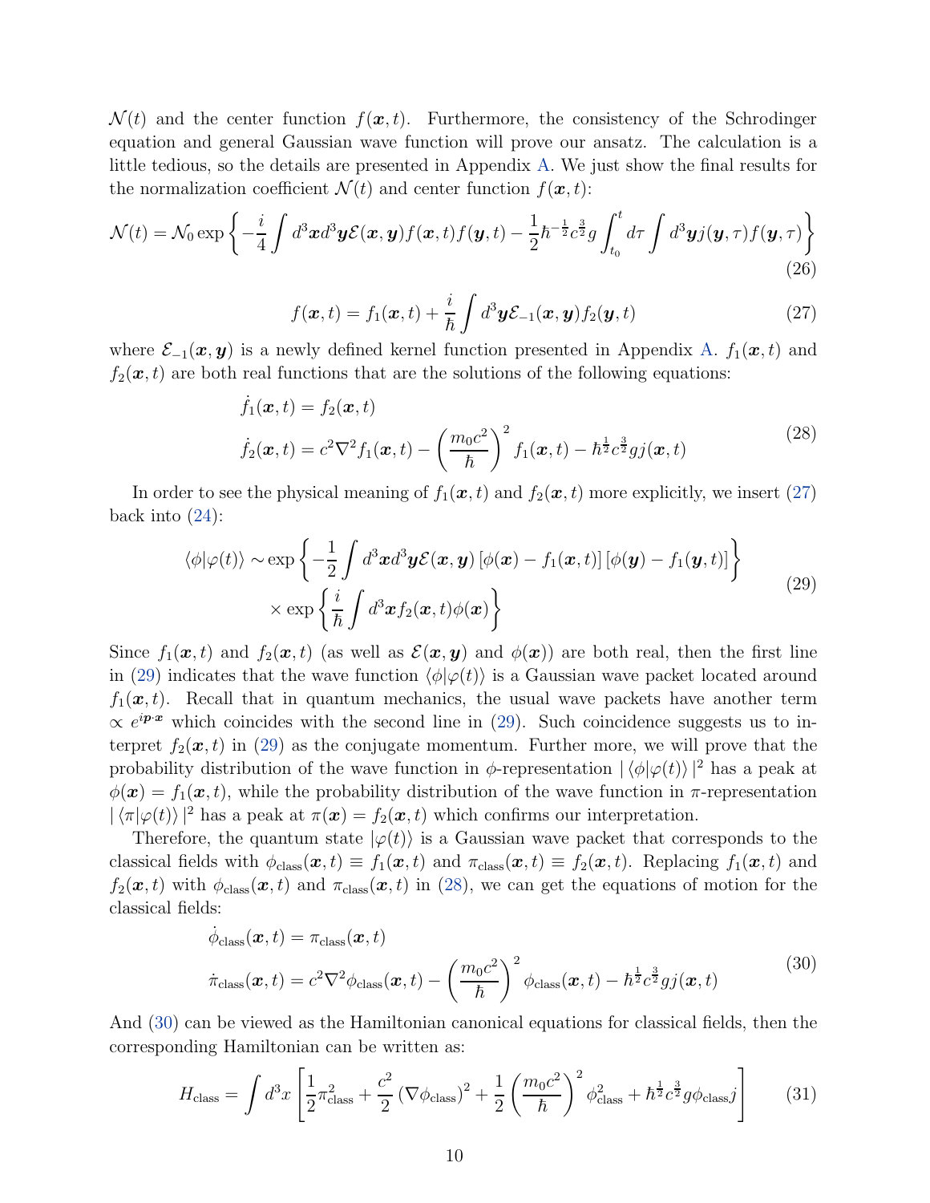$\mathcal{N}(t)$ and the center function $f(\boldsymbol{x}, t)$. Furthermore, the consistency of the Schrodinger equation and general Gaussian wave function will prove our ansatz. The calculation is a little tedious, so the details are presented in Appendix A. We just show the final results for the normalization coefficient $\mathcal{N}(t)$ and center function $f(\boldsymbol{x}, t)$:

$$
\mathcal{N}(t) = \mathcal{N}_0 \exp\left\{ -\frac{i}{4} \int d^3\boldsymbol{x} d^3\boldsymbol{y} \mathcal{E}(\boldsymbol{x}, \boldsymbol{y}) f(\boldsymbol{x}, t) f(\boldsymbol{y}, t) - \frac{1}{2} \hbar^{-\frac{1}{2}} c^{\frac{3}{2}} g \int_{t_0}^{t} d\tau \int d^3\boldsymbol{y} j(\boldsymbol{y}, \tau) f(\boldsymbol{y}, \tau) \right\} \tag{26}
$$

$$
f(\boldsymbol{x}, t) = f_1(\boldsymbol{x}, t) + \frac{i}{\hbar} \int d^3\boldsymbol{y} \mathcal{E}_{-1}(\boldsymbol{x}, \boldsymbol{y}) f_2(\boldsymbol{y}, t) \tag{27}
$$

where $\mathcal{E}_{-1}(\boldsymbol{x}, \boldsymbol{y})$ is a newly defined kernel function presented in Appendix A. $f_1(\boldsymbol{x}, t)$ and $f_2(\boldsymbol{x}, t)$ are both real functions that are the solutions of the following equations:

$$
\begin{aligned}
&\dot{f}_1(\boldsymbol{x}, t) = f_2(\boldsymbol{x}, t) \\
&\dot{f}_2(\boldsymbol{x}, t) = c^2 \nabla^2 f_1(\boldsymbol{x}, t) - \left( \frac{m_0 c^2}{\hbar} \right)^2 f_1(\boldsymbol{x}, t) - \hbar^{\frac{1}{2}} c^{\frac{3}{2}} g j(\boldsymbol{x}, t)
\end{aligned} \tag{28}
$$

In order to see the physical meaning of $f_1(\boldsymbol{x}, t)$ and $f_2(\boldsymbol{x}, t)$ more explicitly, we insert (27) back into (24):

$$
\begin{aligned}
\langle \phi | \varphi(t) \rangle \sim &\exp\left\{ -\frac{1}{2} \int d^3\boldsymbol{x} d^3\boldsymbol{y} \mathcal{E}(\boldsymbol{x}, \boldsymbol{y}) \left[ \phi(\boldsymbol{x}) - f_1(\boldsymbol{x}, t) \right] \left[ \phi(\boldsymbol{y}) - f_1(\boldsymbol{y}, t) \right] \right\} \\
&\times \exp\left\{ \frac{i}{\hbar} \int d^3\boldsymbol{x} f_2(\boldsymbol{x}, t) \phi(\boldsymbol{x}) \right\}
\end{aligned} \tag{29}
$$

Since $f_1(\boldsymbol{x}, t)$ and $f_2(\boldsymbol{x}, t)$ (as well as $\mathcal{E}(\boldsymbol{x}, \boldsymbol{y})$ and $\phi(\boldsymbol{x})$) are both real, then the first line in (29) indicates that the wave function $\langle \phi | \varphi(t) \rangle$ is a Gaussian wave packet located around $f_1(\boldsymbol{x}, t)$. Recall that in quantum mechanics, the usual wave packets have another term $\propto e^{i\boldsymbol{p} \cdot \boldsymbol{x}}$ which coincides with the second line in (29). Such coincidence suggests us to interpret $f_2(\boldsymbol{x}, t)$ in (29) as the conjugate momentum. Further more, we will prove that the probability distribution of the wave function in $\phi$-representation $| \langle \phi | \varphi(t) \rangle |^2$ has a peak at $\phi(\boldsymbol{x}) = f_1(\boldsymbol{x}, t)$, while the probability distribution of the wave function in $\pi$-representation $| \langle \pi | \varphi(t) \rangle |^2$ has a peak at $\pi(\boldsymbol{x}) = f_2(\boldsymbol{x}, t)$ which confirms our interpretation.

Therefore, the quantum state $|\varphi(t)\rangle$ is a Gaussian wave packet that corresponds to the classical fields with $\phi_{\text{class}}(\boldsymbol{x}, t) \equiv f_1(\boldsymbol{x}, t)$ and $\pi_{\text{class}}(\boldsymbol{x}, t) \equiv f_2(\boldsymbol{x}, t)$. Replacing $f_1(\boldsymbol{x}, t)$ and $f_2(\boldsymbol{x}, t)$ with $\phi_{\text{class}}(\boldsymbol{x}, t)$ and $\pi_{\text{class}}(\boldsymbol{x}, t)$ in (28), we can get the equations of motion for the classical fields:

$$
\begin{aligned}
&\dot{\phi}_{\text{class}}(\boldsymbol{x}, t) = \pi_{\text{class}}(\boldsymbol{x}, t) \\
&\dot{\pi}_{\text{class}}(\boldsymbol{x}, t) = c^2 \nabla^2 \phi_{\text{class}}(\boldsymbol{x}, t) - \left( \frac{m_0 c^2}{\hbar} \right)^2 \phi_{\text{class}}(\boldsymbol{x}, t) - \hbar^{\frac{1}{2}} c^{\frac{3}{2}} g j(\boldsymbol{x}, t)
\end{aligned} \tag{30}
$$

And (30) can be viewed as the Hamiltonian canonical equations for classical fields, then the corresponding Hamiltonian can be written as:

$$
H_{\text{class}} = \int d^3x \left[ \frac{1}{2} \pi_{\text{class}}^2 + \frac{c^2}{2} \left( \nabla \phi_{\text{class}} \right)^2 + \frac{1}{2} \left( \frac{m_0 c^2}{\hbar} \right)^2 \phi_{\text{class}}^2 + \hbar^{\frac{1}{2}} c^{\frac{3}{2}} g \phi_{\text{class}} j \right] \tag{31}
$$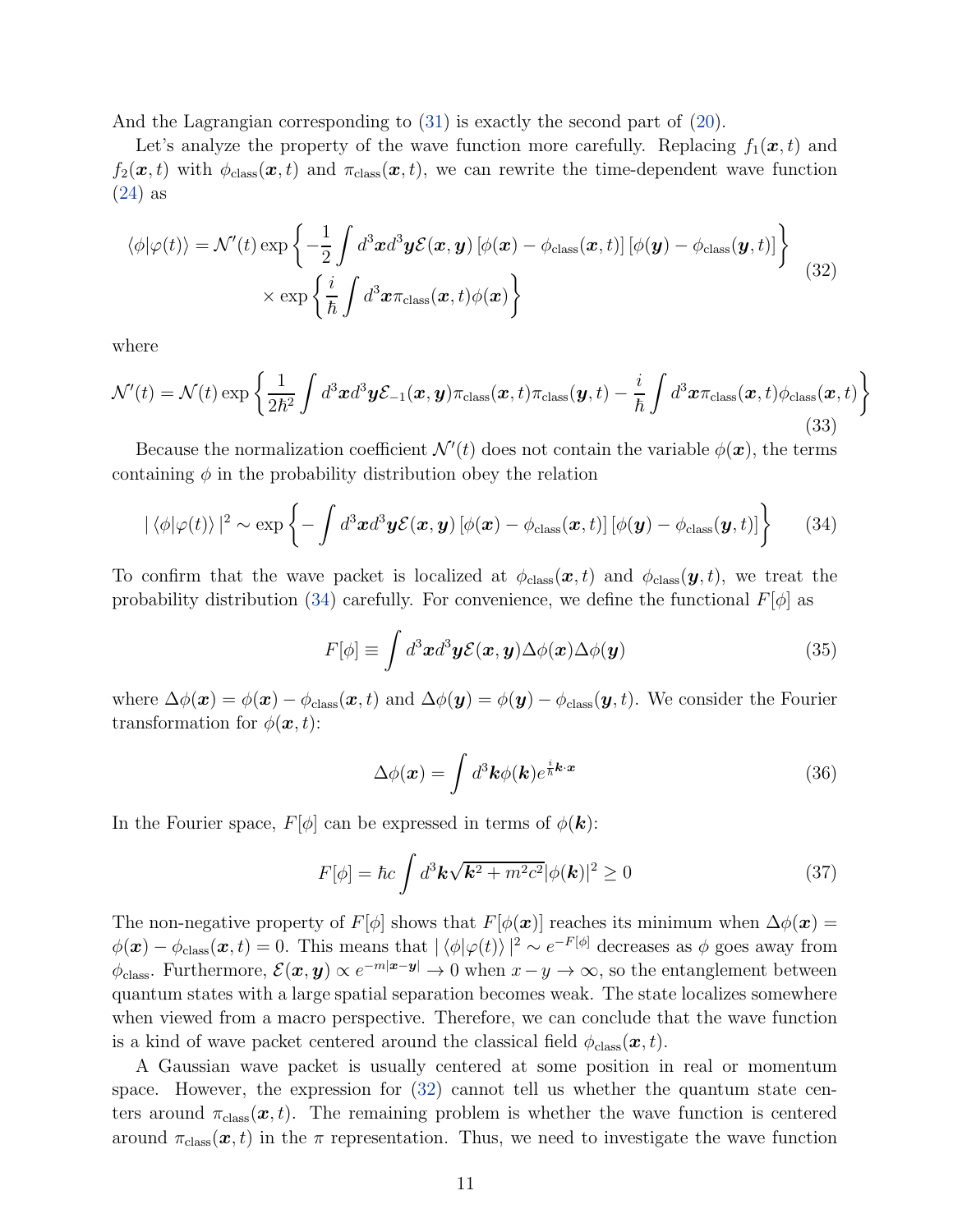And the Lagrangian corresponding to (31) is exactly the second part of (20).

Let's analyze the property of the wave function more carefully. Replacing $f_1(\boldsymbol{x},t)$ and $f_2(\boldsymbol{x},t)$ with $\phi_{\text{class}}(\boldsymbol{x},t)$ and $\pi_{\text{class}}(\boldsymbol{x},t)$, we can rewrite the time-dependent wave function (24) as

$$
\begin{aligned}
\langle\phi|\varphi(t)\rangle = \mathcal{N}'(t)\exp\left\{-\frac{1}{2}\int d^3\boldsymbol{x}d^3\boldsymbol{y}\mathcal{E}(\boldsymbol{x},\boldsymbol{y})\left[\phi(\boldsymbol{x})-\phi_{\text{class}}(\boldsymbol{x},t)\right]\left[\phi(\boldsymbol{y})-\phi_{\text{class}}(\boldsymbol{y},t)\right]\right\} \\
\times\exp\left\{\frac{i}{\hbar}\int d^3\boldsymbol{x}\pi_{\text{class}}(\boldsymbol{x},t)\phi(\boldsymbol{x})\right\}
\end{aligned}
\tag{32}
$$

where

$$
\mathcal{N}'(t) = \mathcal{N}(t)\exp\left\{\frac{1}{2\hbar^2}\int d^3\boldsymbol{x}d^3\boldsymbol{y}\mathcal{E}_{-1}(\boldsymbol{x},\boldsymbol{y})\pi_{\text{class}}(\boldsymbol{x},t)\pi_{\text{class}}(\boldsymbol{y},t) - \frac{i}{\hbar}\int d^3\boldsymbol{x}\pi_{\text{class}}(\boldsymbol{x},t)\phi_{\text{class}}(\boldsymbol{x},t)\right\}
\tag{33}
$$

Because the normalization coefficient $\mathcal{N}'(t)$ does not contain the variable $\phi(\boldsymbol{x})$, the terms containing $\phi$ in the probability distribution obey the relation

$$
|\langle\phi|\varphi(t)\rangle|^2 \sim \exp\left\{-\int d^3\boldsymbol{x}d^3\boldsymbol{y}\mathcal{E}(\boldsymbol{x},\boldsymbol{y})\left[\phi(\boldsymbol{x})-\phi_{\text{class}}(\boldsymbol{x},t)\right]\left[\phi(\boldsymbol{y})-\phi_{\text{class}}(\boldsymbol{y},t)\right]\right\}
\tag{34}
$$

To confirm that the wave packet is localized at $\phi_{\text{class}}(\boldsymbol{x},t)$ and $\phi_{\text{class}}(\boldsymbol{y},t)$, we treat the probability distribution (34) carefully. For convenience, we define the functional $F[\phi]$ as

$$
F[\phi] \equiv \int d^3\boldsymbol{x}d^3\boldsymbol{y}\mathcal{E}(\boldsymbol{x},\boldsymbol{y})\Delta\phi(\boldsymbol{x})\Delta\phi(\boldsymbol{y})
\tag{35}
$$

where $\Delta\phi(\boldsymbol{x}) = \phi(\boldsymbol{x}) - \phi_{\text{class}}(\boldsymbol{x},t)$ and $\Delta\phi(\boldsymbol{y}) = \phi(\boldsymbol{y}) - \phi_{\text{class}}(\boldsymbol{y},t)$. We consider the Fourier transformation for $\phi(\boldsymbol{x},t)$:

$$
\Delta\phi(\boldsymbol{x}) = \int d^3\boldsymbol{k}\phi(\boldsymbol{k})e^{\frac{i}{\hbar}\boldsymbol{k}\cdot\boldsymbol{x}}
\tag{36}
$$

In the Fourier space, $F[\phi]$ can be expressed in terms of $\phi(\boldsymbol{k})$:

$$
F[\phi] = \hbar c\int d^3\boldsymbol{k}\sqrt{\boldsymbol{k}^2+m^2c^2}|\phi(\boldsymbol{k})|^2 \geq 0
\tag{37}
$$

The non-negative property of $F[\phi]$ shows that $F[\phi(\boldsymbol{x})]$ reaches its minimum when $\Delta\phi(\boldsymbol{x}) = \phi(\boldsymbol{x}) - \phi_{\text{class}}(\boldsymbol{x},t) = 0$. This means that $|\langle\phi|\varphi(t)\rangle|^2 \sim e^{-F[\phi]}$ decreases as $\phi$ goes away from $\phi_{\text{class}}$. Furthermore, $\mathcal{E}(\boldsymbol{x},\boldsymbol{y}) \propto e^{-m|\boldsymbol{x}-\boldsymbol{y}|} \to 0$ when $x-y\to\infty$, so the entanglement between quantum states with a large spatial separation becomes weak. The state localizes somewhere when viewed from a macro perspective. Therefore, we can conclude that the wave function is a kind of wave packet centered around the classical field $\phi_{\text{class}}(\boldsymbol{x},t)$.

A Gaussian wave packet is usually centered at some position in real or momentum space. However, the expression for (32) cannot tell us whether the quantum state centers around $\pi_{\text{class}}(\boldsymbol{x},t)$. The remaining problem is whether the wave function is centered around $\pi_{\text{class}}(\boldsymbol{x},t)$ in the $\pi$ representation. Thus, we need to investigate the wave function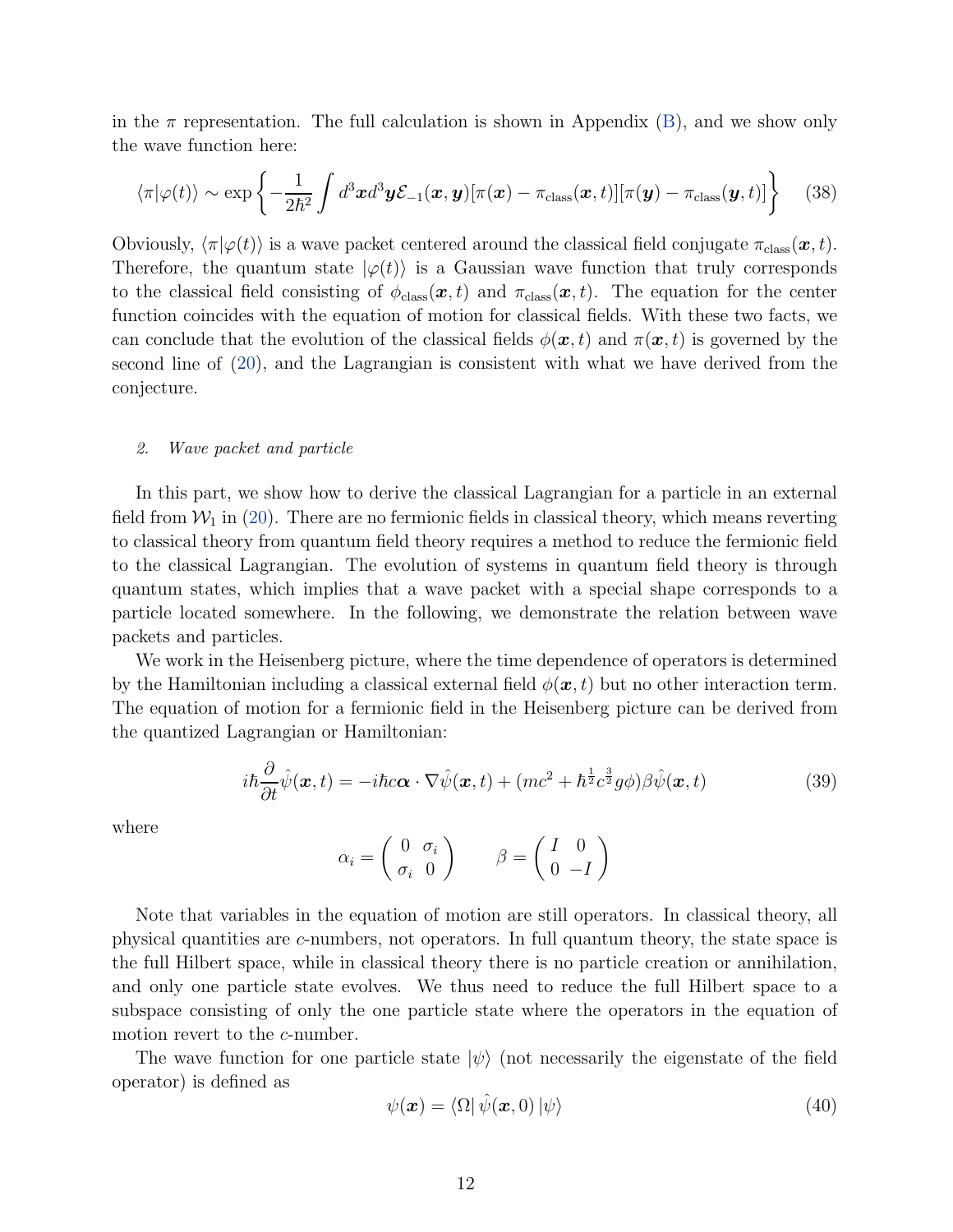in the $\pi$ representation. The full calculation is shown in Appendix (B), and we show only the wave function here:

$$\langle\pi|\varphi(t)\rangle \sim \exp\left\{-\frac{1}{2\hbar^2}\int d^3\boldsymbol{x}d^3\boldsymbol{y}\mathcal{E}_{-1}(\boldsymbol{x},\boldsymbol{y})[\pi(\boldsymbol{x})-\pi_{\text{class}}(\boldsymbol{x},t)][\pi(\boldsymbol{y})-\pi_{\text{class}}(\boldsymbol{y},t)]\right\} \tag{38}$$

Obviously, $\langle\pi|\varphi(t)\rangle$ is a wave packet centered around the classical field conjugate $\pi_{\text{class}}(\boldsymbol{x},t)$. Therefore, the quantum state $|\varphi(t)\rangle$ is a Gaussian wave function that truly corresponds to the classical field consisting of $\phi_{\text{class}}(\boldsymbol{x},t)$ and $\pi_{\text{class}}(\boldsymbol{x},t)$. The equation for the center function coincides with the equation of motion for classical fields. With these two facts, we can conclude that the evolution of the classical fields $\phi(\boldsymbol{x},t)$ and $\pi(\boldsymbol{x},t)$ is governed by the second line of (20), and the Lagrangian is consistent with what we have derived from the conjecture.

### 2. *Wave packet and particle*

In this part, we show how to derive the classical Lagrangian for a particle in an external field from $\mathcal{W}_1$ in (20). There are no fermionic fields in classical theory, which means reverting to classical theory from quantum field theory requires a method to reduce the fermionic field to the classical Lagrangian. The evolution of systems in quantum field theory is through quantum states, which implies that a wave packet with a special shape corresponds to a particle located somewhere. In the following, we demonstrate the relation between wave packets and particles.

We work in the Heisenberg picture, where the time dependence of operators is determined by the Hamiltonian including a classical external field $\phi(\boldsymbol{x},t)$ but no other interaction term. The equation of motion for a fermionic field in the Heisenberg picture can be derived from the quantized Lagrangian or Hamiltonian:

$$i\hbar\frac{\partial}{\partial t}\hat{\psi}(\boldsymbol{x},t) = -i\hbar c\boldsymbol{\alpha}\cdot\nabla\hat{\psi}(\boldsymbol{x},t) + (mc^2 + \hbar^{\frac{1}{2}}c^{\frac{3}{2}}g\phi)\beta\hat{\psi}(\boldsymbol{x},t) \tag{39}$$

where

$$\alpha_i = \begin{pmatrix} 0 & \sigma_i \\ \sigma_i & 0 \end{pmatrix} \qquad \beta = \begin{pmatrix} I & 0 \\ 0 & -I \end{pmatrix}$$

Note that variables in the equation of motion are still operators. In classical theory, all physical quantities are $c$-numbers, not operators. In full quantum theory, the state space is the full Hilbert space, while in classical theory there is no particle creation or annihilation, and only one particle state evolves. We thus need to reduce the full Hilbert space to a subspace consisting of only the one particle state where the operators in the equation of motion revert to the $c$-number.

The wave function for one particle state $|\psi\rangle$ (not necessarily the eigenstate of the field operator) is defined as

$$\psi(\boldsymbol{x}) = \langle\Omega|\,\hat{\psi}(\boldsymbol{x},0)\,|\psi\rangle \tag{40}$$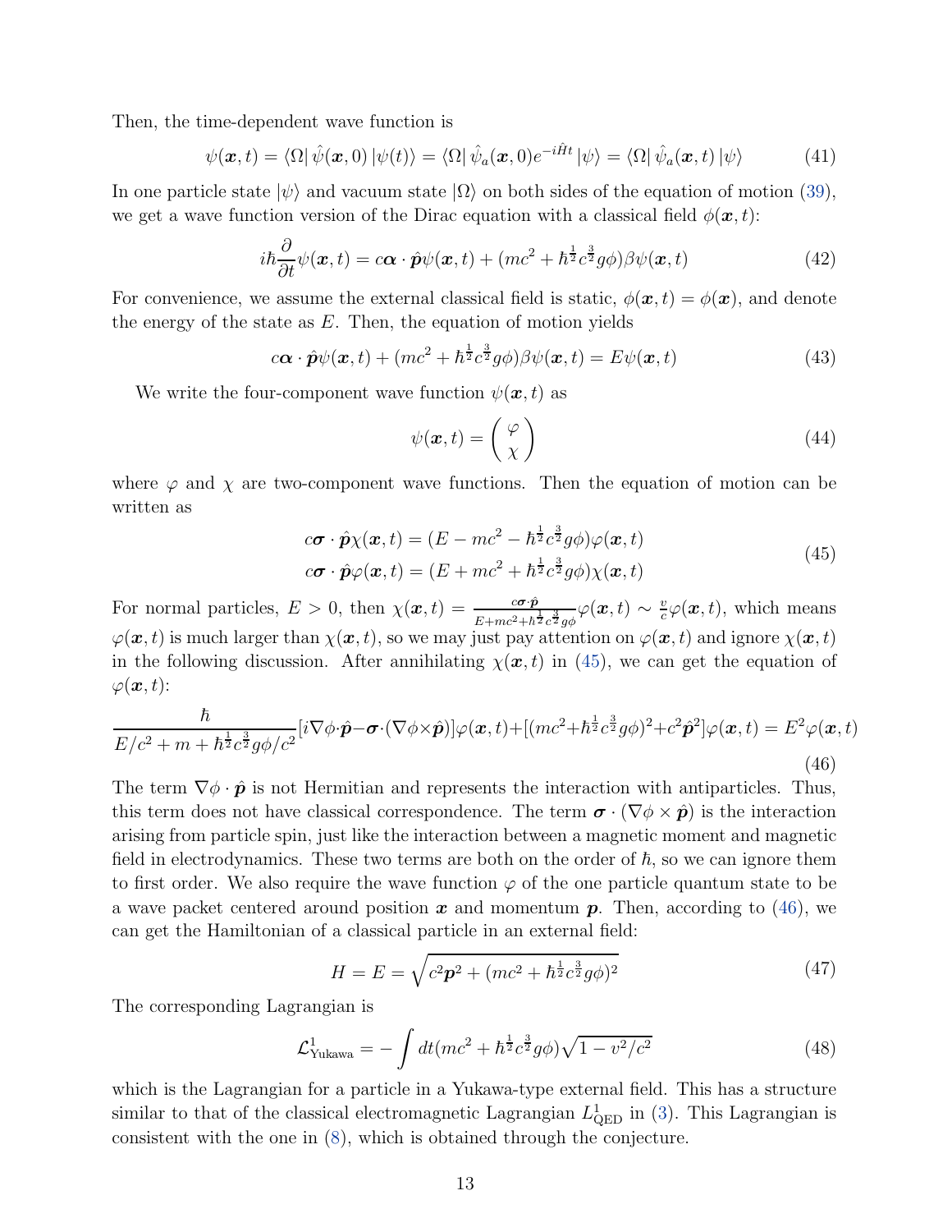Then, the time-dependent wave function is

$$\psi(\boldsymbol{x},t) = \langle\Omega|\,\hat{\psi}(\boldsymbol{x},0)\,|\psi(t)\rangle = \langle\Omega|\,\hat{\psi}_a(\boldsymbol{x},0)e^{-i\hat{H}t}\,|\psi\rangle = \langle\Omega|\,\hat{\psi}_a(\boldsymbol{x},t)\,|\psi\rangle \tag{41}$$

In one particle state $|\psi\rangle$ and vacuum state $|\Omega\rangle$ on both sides of the equation of motion (39), we get a wave function version of the Dirac equation with a classical field $\phi(\boldsymbol{x},t)$:

$$i\hbar\frac{\partial}{\partial t}\psi(\boldsymbol{x},t) = c\boldsymbol{\alpha}\cdot\hat{\boldsymbol{p}}\psi(\boldsymbol{x},t) + (mc^2 + \hbar^{\frac{1}{2}}c^{\frac{3}{2}}g\phi)\beta\psi(\boldsymbol{x},t) \tag{42}$$

For convenience, we assume the external classical field is static, $\phi(\boldsymbol{x},t) = \phi(\boldsymbol{x})$, and denote the energy of the state as $E$. Then, the equation of motion yields

$$c\boldsymbol{\alpha}\cdot\hat{\boldsymbol{p}}\psi(\boldsymbol{x},t) + (mc^2 + \hbar^{\frac{1}{2}}c^{\frac{3}{2}}g\phi)\beta\psi(\boldsymbol{x},t) = E\psi(\boldsymbol{x},t) \tag{43}$$

We write the four-component wave function $\psi(\boldsymbol{x},t)$ as

$$\psi(\boldsymbol{x},t) = \begin{pmatrix} \varphi \\ \chi \end{pmatrix} \tag{44}$$

where $\varphi$ and $\chi$ are two-component wave functions. Then the equation of motion can be written as

$$\begin{aligned} c\boldsymbol{\sigma}\cdot\hat{\boldsymbol{p}}\chi(\boldsymbol{x},t) &= (E - mc^2 - \hbar^{\frac{1}{2}}c^{\frac{3}{2}}g\phi)\varphi(\boldsymbol{x},t) \\ c\boldsymbol{\sigma}\cdot\hat{\boldsymbol{p}}\varphi(\boldsymbol{x},t) &= (E + mc^2 + \hbar^{\frac{1}{2}}c^{\frac{3}{2}}g\phi)\chi(\boldsymbol{x},t) \end{aligned} \tag{45}$$

For normal particles, $E > 0$, then $\chi(\boldsymbol{x},t) = \frac{c\boldsymbol{\sigma}\cdot\hat{\boldsymbol{p}}}{E+mc^2+\hbar^{\frac{1}{2}}c^{\frac{3}{2}}g\phi}\varphi(\boldsymbol{x},t) \sim \frac{v}{c}\varphi(\boldsymbol{x},t)$, which means $\varphi(\boldsymbol{x},t)$ is much larger than $\chi(\boldsymbol{x},t)$, so we may just pay attention on $\varphi(\boldsymbol{x},t)$ and ignore $\chi(\boldsymbol{x},t)$ in the following discussion. After annihilating $\chi(\boldsymbol{x},t)$ in (45), we can get the equation of $\varphi(\boldsymbol{x},t)$:

$$\frac{\hbar}{E/c^2 + m + \hbar^{\frac{1}{2}}c^{\frac{3}{2}}g\phi/c^2}[i\nabla\phi\cdot\hat{\boldsymbol{p}} - \boldsymbol{\sigma}\cdot(\nabla\phi\times\hat{\boldsymbol{p}})]\varphi(\boldsymbol{x},t) + [(mc^2+\hbar^{\frac{1}{2}}c^{\frac{3}{2}}g\phi)^2 + c^2\hat{\boldsymbol{p}}^2]\varphi(\boldsymbol{x},t) = E^2\varphi(\boldsymbol{x},t) \tag{46}$$

The term $\nabla\phi\cdot\hat{\boldsymbol{p}}$ is not Hermitian and represents the interaction with antiparticles. Thus, this term does not have classical correspondence. The term $\boldsymbol{\sigma}\cdot(\nabla\phi\times\hat{\boldsymbol{p}})$ is the interaction arising from particle spin, just like the interaction between a magnetic moment and magnetic field in electrodynamics. These two terms are both on the order of $\hbar$, so we can ignore them to first order. We also require the wave function $\varphi$ of the one particle quantum state to be a wave packet centered around position $\boldsymbol{x}$ and momentum $\boldsymbol{p}$. Then, according to (46), we can get the Hamiltonian of a classical particle in an external field:

$$H = E = \sqrt{c^2\boldsymbol{p}^2 + (mc^2 + \hbar^{\frac{1}{2}}c^{\frac{3}{2}}g\phi)^2} \tag{47}$$

The corresponding Lagrangian is

$$\mathcal{L}^1_{\text{Yukawa}} = -\int dt(mc^2 + \hbar^{\frac{1}{2}}c^{\frac{3}{2}}g\phi)\sqrt{1 - v^2/c^2} \tag{48}$$

which is the Lagrangian for a particle in a Yukawa-type external field. This has a structure similar to that of the classical electromagnetic Lagrangian $L^1_{\text{QED}}$ in (3). This Lagrangian is consistent with the one in (8), which is obtained through the conjecture.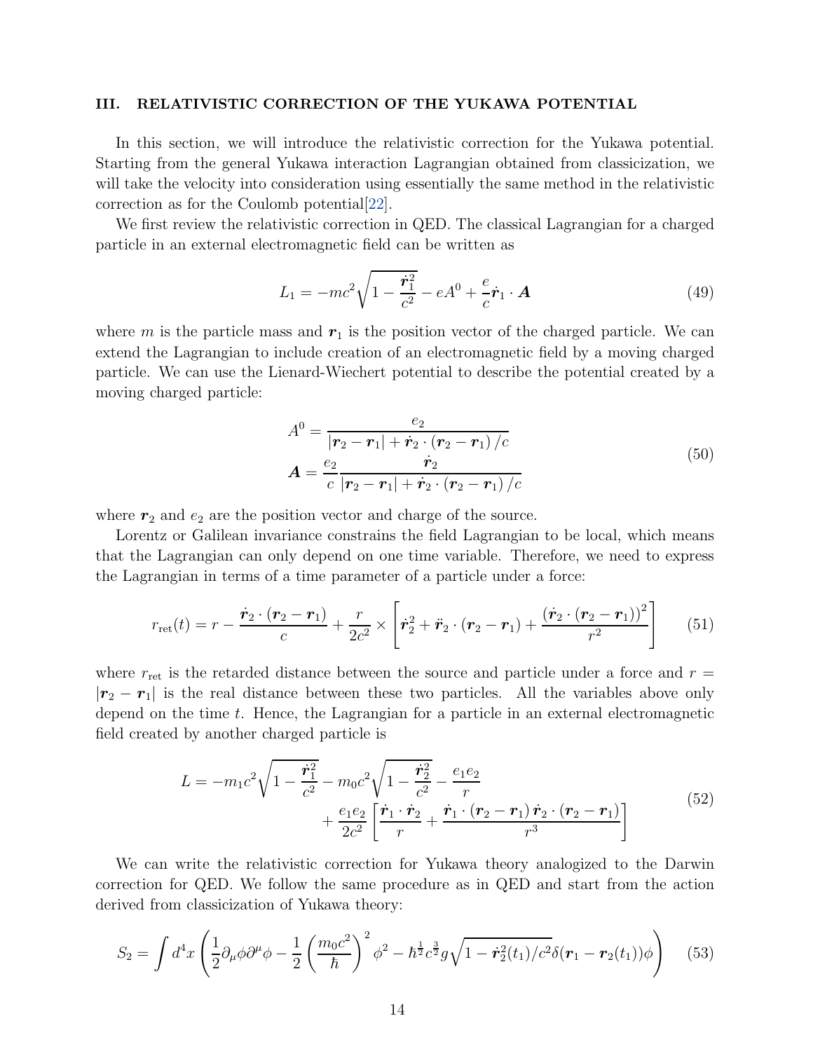## III. RELATIVISTIC CORRECTION OF THE YUKAWA POTENTIAL

In this section, we will introduce the relativistic correction for the Yukawa potential. Starting from the general Yukawa interaction Lagrangian obtained from classicization, we will take the velocity into consideration using essentially the same method in the relativistic correction as for the Coulomb potential[22].

We first review the relativistic correction in QED. The classical Lagrangian for a charged particle in an external electromagnetic field can be written as

$$L_1 = -mc^2\sqrt{1-\frac{\dot{\boldsymbol{r}}_1^2}{c^2}} - eA^0 + \frac{e}{c}\dot{\boldsymbol{r}}_1 \cdot \boldsymbol{A} \tag{49}$$

where $m$ is the particle mass and $\boldsymbol{r}_1$ is the position vector of the charged particle. We can extend the Lagrangian to include creation of an electromagnetic field by a moving charged particle. We can use the Lienard-Wiechert potential to describe the potential created by a moving charged particle:

$$\begin{aligned} A^0 &= \frac{e_2}{|\boldsymbol{r}_2 - \boldsymbol{r}_1| + \dot{\boldsymbol{r}}_2 \cdot (\boldsymbol{r}_2 - \boldsymbol{r}_1)/c} \\ \boldsymbol{A} &= \frac{e_2}{c}\frac{\dot{\boldsymbol{r}}_2}{|\boldsymbol{r}_2 - \boldsymbol{r}_1| + \dot{\boldsymbol{r}}_2 \cdot (\boldsymbol{r}_2 - \boldsymbol{r}_1)/c} \end{aligned} \tag{50}$$

where $\boldsymbol{r}_2$ and $e_2$ are the position vector and charge of the source.

Lorentz or Galilean invariance constrains the field Lagrangian to be local, which means that the Lagrangian can only depend on one time variable. Therefore, we need to express the Lagrangian in terms of a time parameter of a particle under a force:

$$r_{\text{ret}}(t) = r - \frac{\dot{\boldsymbol{r}}_2 \cdot (\boldsymbol{r}_2 - \boldsymbol{r}_1)}{c} + \frac{r}{2c^2} \times \left[\dot{\boldsymbol{r}}_2^2 + \ddot{\boldsymbol{r}}_2 \cdot (\boldsymbol{r}_2 - \boldsymbol{r}_1) + \frac{(\dot{\boldsymbol{r}}_2 \cdot (\boldsymbol{r}_2 - \boldsymbol{r}_1))^2}{r^2}\right] \tag{51}$$

where $r_{\text{ret}}$ is the retarded distance between the source and particle under a force and $r = |\boldsymbol{r}_2 - \boldsymbol{r}_1|$ is the real distance between these two particles. All the variables above only depend on the time $t$. Hence, the Lagrangian for a particle in an external electromagnetic field created by another charged particle is

$$\begin{aligned} L = -m_1c^2\sqrt{1-\frac{\dot{\boldsymbol{r}}_1^2}{c^2}} - m_0c^2\sqrt{1-\frac{\dot{\boldsymbol{r}}_2^2}{c^2}} - \frac{e_1e_2}{r} \\ + \frac{e_1e_2}{2c^2}\left[\frac{\dot{\boldsymbol{r}}_1 \cdot \dot{\boldsymbol{r}}_2}{r} + \frac{\dot{\boldsymbol{r}}_1 \cdot (\boldsymbol{r}_2 - \boldsymbol{r}_1)\,\dot{\boldsymbol{r}}_2 \cdot (\boldsymbol{r}_2 - \boldsymbol{r}_1)}{r^3}\right] \end{aligned} \tag{52}$$

We can write the relativistic correction for Yukawa theory analogized to the Darwin correction for QED. We follow the same procedure as in QED and start from the action derived from classicization of Yukawa theory:

$$S_2 = \int d^4x \left(\frac{1}{2}\partial_\mu\phi\partial^\mu\phi - \frac{1}{2}\left(\frac{m_0c^2}{\hbar}\right)^2\phi^2 - \hbar^{\frac{1}{2}}c^{\frac{3}{2}}g\sqrt{1-\dot{\boldsymbol{r}}_2^2(t_1)/c^2}\,\delta(\boldsymbol{r}_1 - \boldsymbol{r}_2(t_1))\phi\right) \tag{53}$$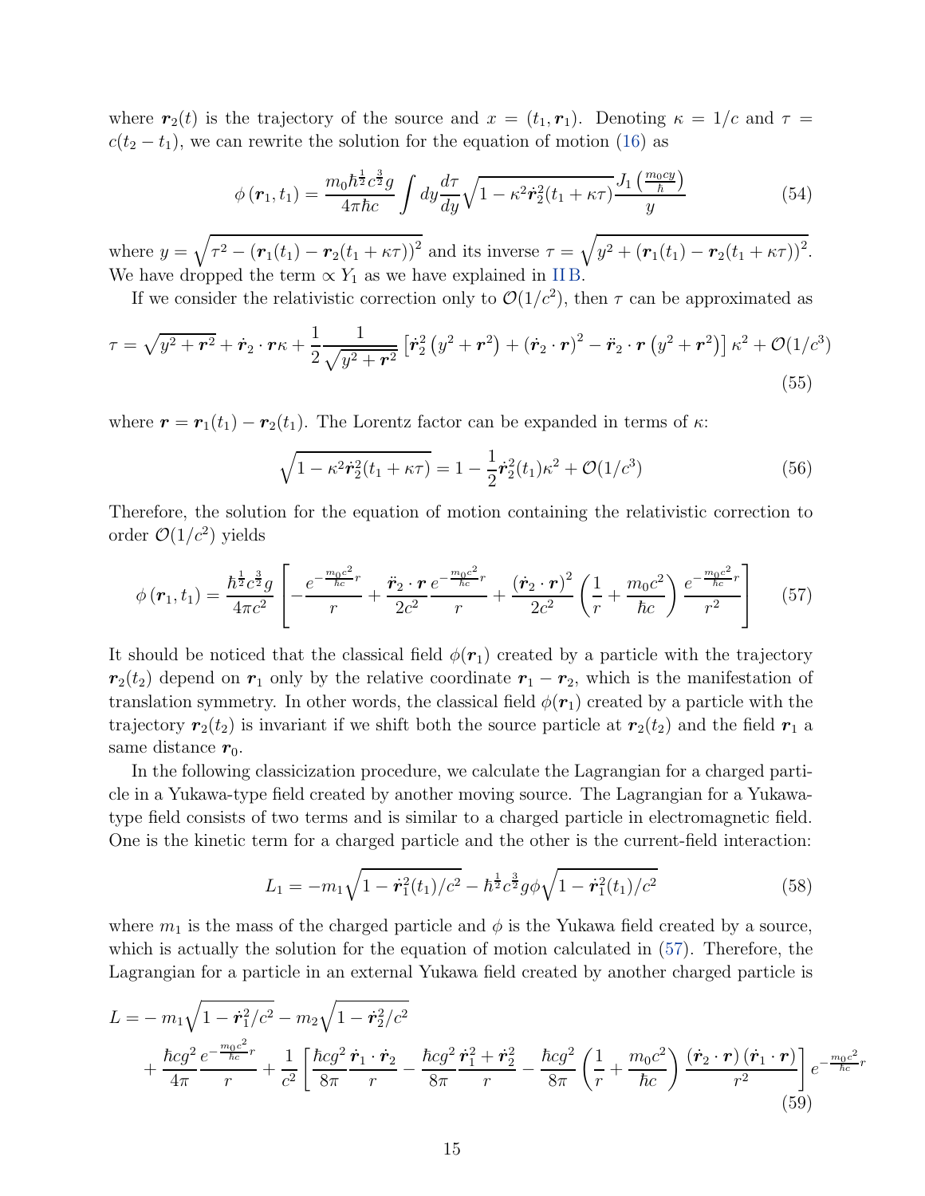where $\boldsymbol{r}_2(t)$ is the trajectory of the source and $x = (t_1, \boldsymbol{r}_1)$. Denoting $\kappa = 1/c$ and $\tau = c(t_2 - t_1)$, we can rewrite the solution for the equation of motion (16) as

$$\phi\left(\boldsymbol{r}_1, t_1\right) = \frac{m_0 \hbar^{\frac{1}{2}} c^{\frac{3}{2}} g}{4\pi\hbar c} \int dy \frac{d\tau}{dy} \sqrt{1 - \kappa^2 \dot{\boldsymbol{r}}_2^2 (t_1 + \kappa\tau)} \frac{J_1\left(\frac{m_0 c y}{\hbar}\right)}{y} \tag{54}$$

where $y = \sqrt{\tau^2 - \left(\boldsymbol{r}_1(t_1) - \boldsymbol{r}_2(t_1 + \kappa\tau)\right)^2}$ and its inverse $\tau = \sqrt{y^2 + \left(\boldsymbol{r}_1(t_1) - \boldsymbol{r}_2(t_1 + \kappa\tau)\right)^2}$. We have dropped the term $\propto Y_1$ as we have explained in II B.

If we consider the relativistic correction only to $\mathcal{O}(1/c^2)$, then $\tau$ can be approximated as

$$\tau = \sqrt{y^2 + \boldsymbol{r}^2} + \dot{\boldsymbol{r}}_2 \cdot \boldsymbol{r}\kappa + \frac{1}{2} \frac{1}{\sqrt{y^2 + \boldsymbol{r}^2}} \left[ \dot{\boldsymbol{r}}_2^2 \left(y^2 + \boldsymbol{r}^2\right) + \left(\dot{\boldsymbol{r}}_2 \cdot \boldsymbol{r}\right)^2 - \ddot{\boldsymbol{r}}_2 \cdot \boldsymbol{r} \left(y^2 + \boldsymbol{r}^2\right) \right] \kappa^2 + \mathcal{O}(1/c^3) \tag{55}$$

where $\boldsymbol{r} = \boldsymbol{r}_1(t_1) - \boldsymbol{r}_2(t_1)$. The Lorentz factor can be expanded in terms of $\kappa$:

$$\sqrt{1 - \kappa^2 \dot{\boldsymbol{r}}_2^2 (t_1 + \kappa\tau)} = 1 - \frac{1}{2} \dot{\boldsymbol{r}}_2^2 (t_1) \kappa^2 + \mathcal{O}(1/c^3) \tag{56}$$

Therefore, the solution for the equation of motion containing the relativistic correction to order $\mathcal{O}(1/c^2)$ yields

$$\phi\left(\boldsymbol{r}_1, t_1\right) = \frac{\hbar^{\frac{1}{2}} c^{\frac{3}{2}} g}{4\pi c^2} \left[ -\frac{e^{-\frac{m_0 c^2}{\hbar c} r}}{r} + \frac{\ddot{\boldsymbol{r}}_2 \cdot \boldsymbol{r}}{2c^2} \frac{e^{-\frac{m_0 c^2}{\hbar c} r}}{r} + \frac{\left(\dot{\boldsymbol{r}}_2 \cdot \boldsymbol{r}\right)^2}{2c^2} \left( \frac{1}{r} + \frac{m_0 c^2}{\hbar c} \right) \frac{e^{-\frac{m_0 c^2}{\hbar c} r}}{r^2} \right] \tag{57}$$

It should be noticed that the classical field $\phi(\boldsymbol{r}_1)$ created by a particle with the trajectory $\boldsymbol{r}_2(t_2)$ depend on $\boldsymbol{r}_1$ only by the relative coordinate $\boldsymbol{r}_1 - \boldsymbol{r}_2$, which is the manifestation of translation symmetry. In other words, the classical field $\phi(\boldsymbol{r}_1)$ created by a particle with the trajectory $\boldsymbol{r}_2(t_2)$ is invariant if we shift both the source particle at $\boldsymbol{r}_2(t_2)$ and the field $\boldsymbol{r}_1$ a same distance $\boldsymbol{r}_0$.

In the following classicization procedure, we calculate the Lagrangian for a charged particle in a Yukawa-type field created by another moving source. The Lagrangian for a Yukawa-type field consists of two terms and is similar to a charged particle in electromagnetic field. One is the kinetic term for a charged particle and the other is the current-field interaction:

$$L_1 = -m_1 \sqrt{1 - \dot{\boldsymbol{r}}_1^2(t_1)/c^2} - \hbar^{\frac{1}{2}} c^{\frac{3}{2}} g \phi \sqrt{1 - \dot{\boldsymbol{r}}_1^2(t_1)/c^2} \tag{58}$$

where $m_1$ is the mass of the charged particle and $\phi$ is the Yukawa field created by a source, which is actually the solution for the equation of motion calculated in (57). Therefore, the Lagrangian for a particle in an external Yukawa field created by another charged particle is

$$\begin{aligned} L = &- m_1 \sqrt{1 - \dot{\boldsymbol{r}}_1^2/c^2} - m_2 \sqrt{1 - \dot{\boldsymbol{r}}_2^2/c^2} \\ &+ \frac{\hbar c g^2}{4\pi} \frac{e^{-\frac{m_0 c^2}{\hbar c} r}}{r} + \frac{1}{c^2} \left[ \frac{\hbar c g^2}{8\pi} \frac{\dot{\boldsymbol{r}}_1 \cdot \dot{\boldsymbol{r}}_2}{r} - \frac{\hbar c g^2}{8\pi} \frac{\dot{\boldsymbol{r}}_1^2 + \dot{\boldsymbol{r}}_2^2}{r} - \frac{\hbar c g^2}{8\pi} \left( \frac{1}{r} + \frac{m_0 c^2}{\hbar c} \right) \frac{\left(\dot{\boldsymbol{r}}_2 \cdot \boldsymbol{r}\right)\left(\dot{\boldsymbol{r}}_1 \cdot \boldsymbol{r}\right)}{r^2} \right] e^{-\frac{m_0 c^2}{\hbar c} r} \end{aligned} \tag{59}$$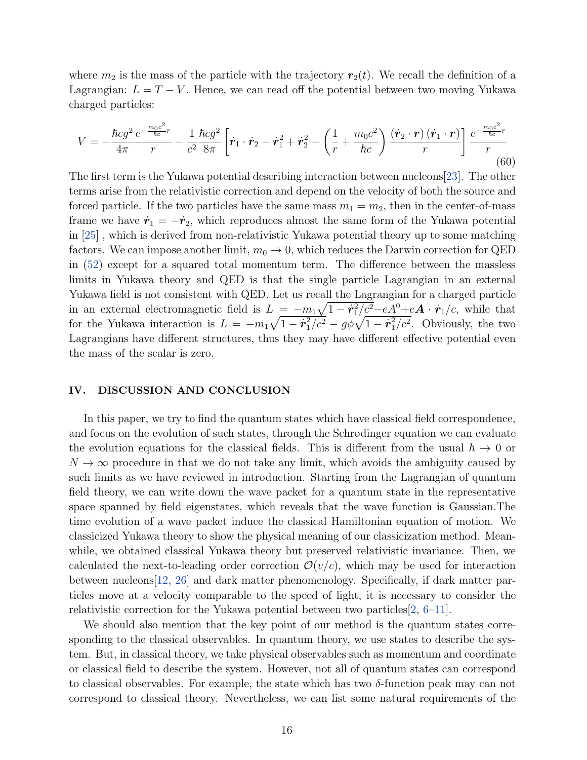where $m_2$ is the mass of the particle with the trajectory $\boldsymbol{r}_2(t)$. We recall the definition of a Lagrangian: $L = T - V$. Hence, we can read off the potential between two moving Yukawa charged particles:

$$V = -\frac{\hbar c g^2}{4\pi}\frac{e^{-\frac{m_0 c^2}{\hbar c}r}}{r} - \frac{1}{c^2}\frac{\hbar c g^2}{8\pi}\left[\dot{\boldsymbol{r}}_1\cdot\dot{\boldsymbol{r}}_2 - \dot{\boldsymbol{r}}_1^2 + \dot{\boldsymbol{r}}_2^2 - \left(\frac{1}{r} + \frac{m_0 c^2}{\hbar c}\right)\frac{(\dot{\boldsymbol{r}}_2\cdot\boldsymbol{r})(\dot{\boldsymbol{r}}_1\cdot\boldsymbol{r})}{r}\right]\frac{e^{-\frac{m_0 c^2}{\hbar c}r}}{r} \tag{60}$$

The first term is the Yukawa potential describing interaction between nucleons[23]. The other terms arise from the relativistic correction and depend on the velocity of both the source and forced particle. If the two particles have the same mass $m_1 = m_2$, then in the center-of-mass frame we have $\dot{\boldsymbol{r}}_1 = -\dot{\boldsymbol{r}}_2$, which reproduces almost the same form of the Yukawa potential in [25] , which is derived from non-relativistic Yukawa potential theory up to some matching factors. We can impose another limit, $m_0 \to 0$, which reduces the Darwin correction for QED in (52) except for a squared total momentum term. The difference between the massless limits in Yukawa theory and QED is that the single particle Lagrangian in an external Yukawa field is not consistent with QED. Let us recall the Lagrangian for a charged particle in an external electromagnetic field is $L = -m_1\sqrt{1-\dot{\boldsymbol{r}}_1^2/c^2} - eA^0 + e\boldsymbol{A}\cdot\dot{\boldsymbol{r}}_1/c$, while that for the Yukawa interaction is $L = -m_1\sqrt{1-\dot{\boldsymbol{r}}_1^2/c^2} - g\phi\sqrt{1-\dot{\boldsymbol{r}}_1^2/c^2}$. Obviously, the two Lagrangians have different structures, thus they may have different effective potential even the mass of the scalar is zero.

## IV. DISCUSSION AND CONCLUSION

In this paper, we try to find the quantum states which have classical field correspondence, and focus on the evolution of such states, through the Schrodinger equation we can evaluate the evolution equations for the classical fields. This is different from the usual $\hbar \to 0$ or $N \to \infty$ procedure in that we do not take any limit, which avoids the ambiguity caused by such limits as we have reviewed in introduction. Starting from the Lagrangian of quantum field theory, we can write down the wave packet for a quantum state in the representative space spanned by field eigenstates, which reveals that the wave function is Gaussian.The time evolution of a wave packet induce the classical Hamiltonian equation of motion. We classicized Yukawa theory to show the physical meaning of our classicization method. Meanwhile, we obtained classical Yukawa theory but preserved relativistic invariance. Then, we calculated the next-to-leading order correction $\mathcal{O}(v/c)$, which may be used for interaction between nucleons[12, 26] and dark matter phenomenology. Specifically, if dark matter particles move at a velocity comparable to the speed of light, it is necessary to consider the relativistic correction for the Yukawa potential between two particles[2, 6–11].

We should also mention that the key point of our method is the quantum states corresponding to the classical observables. In quantum theory, we use states to describe the system. But, in classical theory, we take physical observables such as momentum and coordinate or classical field to describe the system. However, not all of quantum states can correspond to classical observables. For example, the state which has two $\delta$-function peak may can not correspond to classical theory. Nevertheless, we can list some natural requirements of the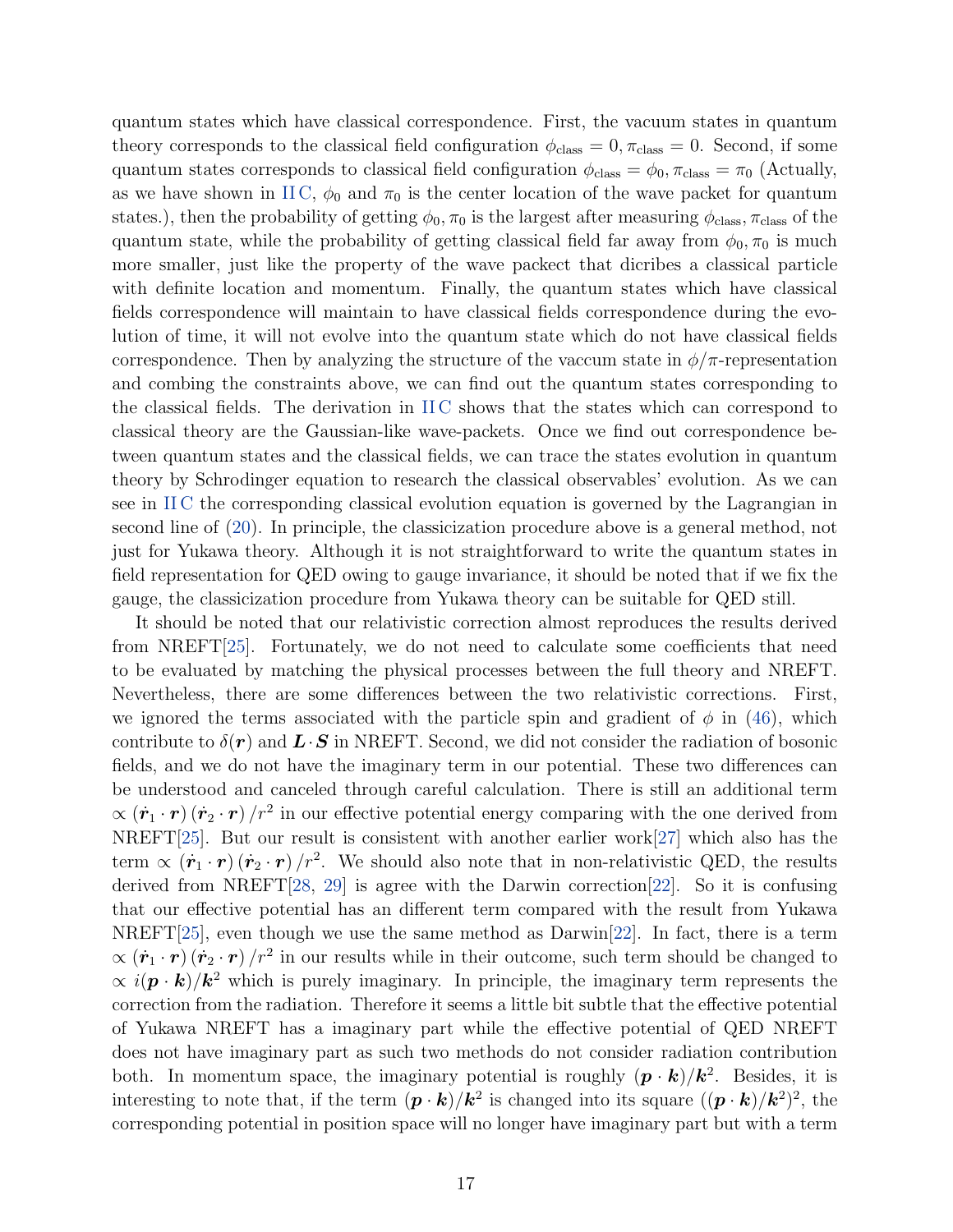quantum states which have classical correspondence. First, the vacuum states in quantum theory corresponds to the classical field configuration $\phi_{\text{class}} = 0, \pi_{\text{class}} = 0$. Second, if some quantum states corresponds to classical field configuration $\phi_{\text{class}} = \phi_0, \pi_{\text{class}} = \pi_0$ (Actually, as we have shown in II C, $\phi_0$ and $\pi_0$ is the center location of the wave packet for quantum states.), then the probability of getting $\phi_0, \pi_0$ is the largest after measuring $\phi_{\text{class}}, \pi_{\text{class}}$ of the quantum state, while the probability of getting classical field far away from $\phi_0, \pi_0$ is much more smaller, just like the property of the wave packect that dicribes a classical particle with definite location and momentum. Finally, the quantum states which have classical fields correspondence will maintain to have classical fields correspondence during the evolution of time, it will not evolve into the quantum state which do not have classical fields correspondence. Then by analyzing the structure of the vaccum state in $\phi/\pi$-representation and combing the constraints above, we can find out the quantum states corresponding to the classical fields. The derivation in II C shows that the states which can correspond to classical theory are the Gaussian-like wave-packets. Once we find out correspondence between quantum states and the classical fields, we can trace the states evolution in quantum theory by Schrodinger equation to research the classical observables' evolution. As we can see in II C the corresponding classical evolution equation is governed by the Lagrangian in second line of (20). In principle, the classicization procedure above is a general method, not just for Yukawa theory. Although it is not straightforward to write the quantum states in field representation for QED owing to gauge invariance, it should be noted that if we fix the gauge, the classicization procedure from Yukawa theory can be suitable for QED still.

It should be noted that our relativistic correction almost reproduces the results derived from NREFT[25]. Fortunately, we do not need to calculate some coefficients that need to be evaluated by matching the physical processes between the full theory and NREFT. Nevertheless, there are some differences between the two relativistic corrections. First, we ignored the terms associated with the particle spin and gradient of $\phi$ in (46), which contribute to $\delta(\boldsymbol{r})$ and $\boldsymbol{L}\cdot\boldsymbol{S}$ in NREFT. Second, we did not consider the radiation of bosonic fields, and we do not have the imaginary term in our potential. These two differences can be understood and canceled through careful calculation. There is still an additional term $\propto (\dot{\boldsymbol{r}}_1 \cdot \boldsymbol{r})(\dot{\boldsymbol{r}}_2 \cdot \boldsymbol{r})/r^2$ in our effective potential energy comparing with the one derived from NREFT[25]. But our result is consistent with another earlier work[27] which also has the term $\propto (\dot{\boldsymbol{r}}_1 \cdot \boldsymbol{r})(\dot{\boldsymbol{r}}_2 \cdot \boldsymbol{r})/r^2$. We should also note that in non-relativistic QED, the results derived from NREFT[28, 29] is agree with the Darwin correction[22]. So it is confusing that our effective potential has an different term compared with the result from Yukawa NREFT[25], even though we use the same method as Darwin[22]. In fact, there is a term $\propto (\dot{\boldsymbol{r}}_1 \cdot \boldsymbol{r})(\dot{\boldsymbol{r}}_2 \cdot \boldsymbol{r})/r^2$ in our results while in their outcome, such term should be changed to $\propto i(\boldsymbol{p}\cdot\boldsymbol{k})/\boldsymbol{k}^2$ which is purely imaginary. In principle, the imaginary term represents the correction from the radiation. Therefore it seems a little bit subtle that the effective potential of Yukawa NREFT has a imaginary part while the effective potential of QED NREFT does not have imaginary part as such two methods do not consider radiation contribution both. In momentum space, the imaginary potential is roughly $(\boldsymbol{p}\cdot\boldsymbol{k})/\boldsymbol{k}^2$. Besides, it is interesting to note that, if the term $(\boldsymbol{p}\cdot\boldsymbol{k})/\boldsymbol{k}^2$ is changed into its square $((\boldsymbol{p}\cdot\boldsymbol{k})/\boldsymbol{k}^2)^2$, the corresponding potential in position space will no longer have imaginary part but with a term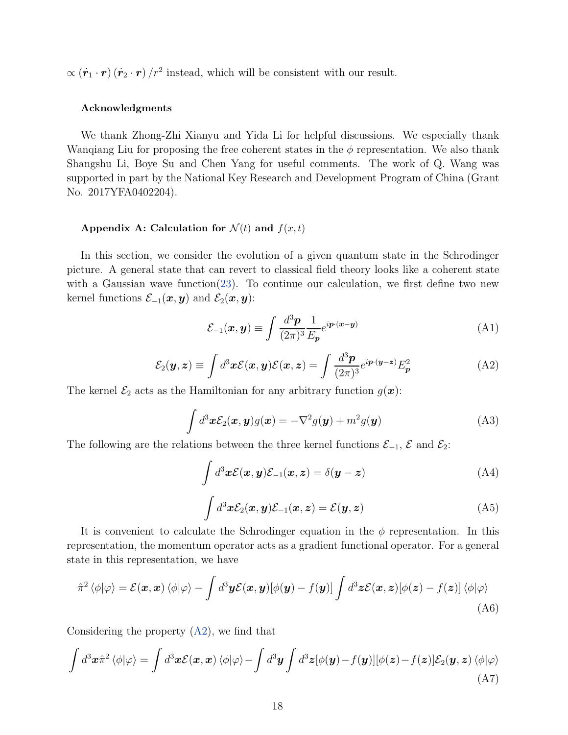$\propto (\dot{\boldsymbol{r}}_1 \cdot \boldsymbol{r})(\dot{\boldsymbol{r}}_2 \cdot \boldsymbol{r})/r^2$ instead, which will be consistent with our result.

### Acknowledgments

We thank Zhong-Zhi Xianyu and Yida Li for helpful discussions. We especially thank Wanqiang Liu for proposing the free coherent states in the $\phi$ representation. We also thank Shangshu Li, Boye Su and Chen Yang for useful comments. The work of Q. Wang was supported in part by the National Key Research and Development Program of China (Grant No. 2017YFA0402204).

### Appendix A: Calculation for $\mathcal{N}(t)$ and $f(x,t)$

In this section, we consider the evolution of a given quantum state in the Schrodinger picture. A general state that can revert to classical field theory looks like a coherent state with a Gaussian wave function(23). To continue our calculation, we first define two new kernel functions $\mathcal{E}_{-1}(\boldsymbol{x},\boldsymbol{y})$ and $\mathcal{E}_2(\boldsymbol{x},\boldsymbol{y})$:

$$\mathcal{E}_{-1}(\boldsymbol{x},\boldsymbol{y}) \equiv \int \frac{d^3\boldsymbol{p}}{(2\pi)^3}\frac{1}{E_{\boldsymbol{p}}}e^{i\boldsymbol{p}\cdot(\boldsymbol{x}-\boldsymbol{y})} \tag{A1}$$

$$\mathcal{E}_2(\boldsymbol{y},\boldsymbol{z}) \equiv \int d^3\boldsymbol{x}\mathcal{E}(\boldsymbol{x},\boldsymbol{y})\mathcal{E}(\boldsymbol{x},\boldsymbol{z}) = \int \frac{d^3\boldsymbol{p}}{(2\pi)^3}e^{i\boldsymbol{p}\cdot(\boldsymbol{y}-\boldsymbol{z})}E_{\boldsymbol{p}}^2 \tag{A2}$$

The kernel $\mathcal{E}_2$ acts as the Hamiltonian for any arbitrary function $g(\boldsymbol{x})$:

$$\int d^3\boldsymbol{x}\mathcal{E}_2(\boldsymbol{x},\boldsymbol{y})g(\boldsymbol{x}) = -\nabla^2 g(\boldsymbol{y}) + m^2 g(\boldsymbol{y}) \tag{A3}$$

The following are the relations between the three kernel functions $\mathcal{E}_{-1}$, $\mathcal{E}$ and $\mathcal{E}_2$:

$$\int d^3\boldsymbol{x}\mathcal{E}(\boldsymbol{x},\boldsymbol{y})\mathcal{E}_{-1}(\boldsymbol{x},\boldsymbol{z}) = \delta(\boldsymbol{y}-\boldsymbol{z}) \tag{A4}$$

$$\int d^3\boldsymbol{x}\mathcal{E}_2(\boldsymbol{x},\boldsymbol{y})\mathcal{E}_{-1}(\boldsymbol{x},\boldsymbol{z}) = \mathcal{E}(\boldsymbol{y},\boldsymbol{z}) \tag{A5}$$

It is convenient to calculate the Schrodinger equation in the $\phi$ representation. In this representation, the momentum operator acts as a gradient functional operator. For a general state in this representation, we have

$$\hat{\pi}^2 \langle\phi|\varphi\rangle = \mathcal{E}(\boldsymbol{x},\boldsymbol{x})\langle\phi|\varphi\rangle - \int d^3\boldsymbol{y}\mathcal{E}(\boldsymbol{x},\boldsymbol{y})[\phi(\boldsymbol{y})-f(\boldsymbol{y})]\int d^3\boldsymbol{z}\mathcal{E}(\boldsymbol{x},\boldsymbol{z})[\phi(\boldsymbol{z})-f(\boldsymbol{z})]\langle\phi|\varphi\rangle \tag{A6}$$

Considering the property (A2), we find that

$$\int d^3\boldsymbol{x}\hat{\pi}^2\langle\phi|\varphi\rangle = \int d^3\boldsymbol{x}\mathcal{E}(\boldsymbol{x},\boldsymbol{x})\langle\phi|\varphi\rangle - \int d^3\boldsymbol{y}\int d^3\boldsymbol{z}[\phi(\boldsymbol{y})-f(\boldsymbol{y})][\phi(\boldsymbol{z})-f(\boldsymbol{z})]\mathcal{E}_2(\boldsymbol{y},\boldsymbol{z})\langle\phi|\varphi\rangle \tag{A7}$$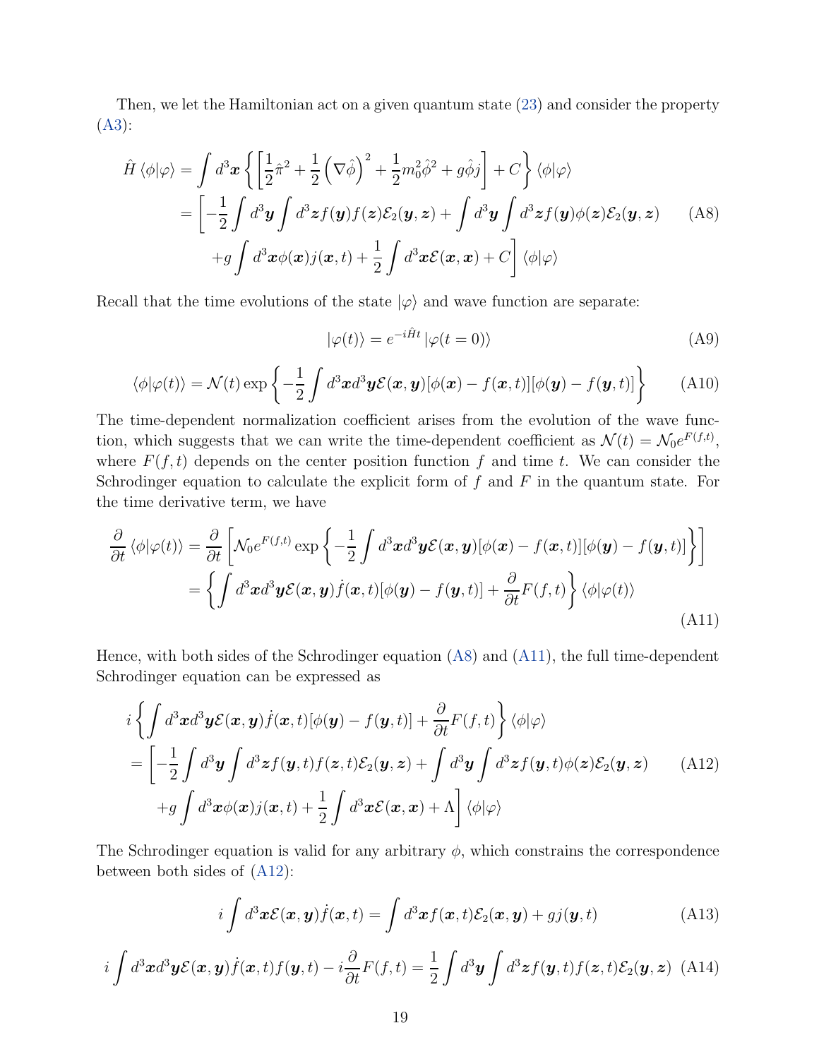Then, we let the Hamiltonian act on a given quantum state (23) and consider the property (A3):

$$
\begin{aligned}
\hat{H}\langle\phi|\varphi\rangle &= \int d^3\boldsymbol{x}\left\{\left[\frac{1}{2}\hat{\pi}^2+\frac{1}{2}\left(\nabla\hat{\phi}\right)^2+\frac{1}{2}m_0^2\hat{\phi}^2+g\hat{\phi}j\right]+C\right\}\langle\phi|\varphi\rangle \\
&= \left[-\frac{1}{2}\int d^3\boldsymbol{y}\int d^3\boldsymbol{z} f(\boldsymbol{y})f(\boldsymbol{z})\mathcal{E}_2(\boldsymbol{y},\boldsymbol{z})+\int d^3\boldsymbol{y}\int d^3\boldsymbol{z} f(\boldsymbol{y})\phi(\boldsymbol{z})\mathcal{E}_2(\boldsymbol{y},\boldsymbol{z})\right. \\
&\qquad \left. +g\int d^3\boldsymbol{x}\phi(\boldsymbol{x})j(\boldsymbol{x},t)+\frac{1}{2}\int d^3\boldsymbol{x}\mathcal{E}(\boldsymbol{x},\boldsymbol{x})+C\right]\langle\phi|\varphi\rangle
\end{aligned} \tag{A8}
$$

Recall that the time evolutions of the state $|\varphi\rangle$ and wave function are separate:

$$
|\varphi(t)\rangle = e^{-i\hat{H}t}|\varphi(t=0)\rangle \tag{A9}
$$

$$
\langle\phi|\varphi(t)\rangle = \mathcal{N}(t)\exp\left\{-\frac{1}{2}\int d^3\boldsymbol{x}d^3\boldsymbol{y}\mathcal{E}(\boldsymbol{x},\boldsymbol{y})[\phi(\boldsymbol{x})-f(\boldsymbol{x},t)][\phi(\boldsymbol{y})-f(\boldsymbol{y},t)]\right\} \tag{A10}
$$

The time-dependent normalization coefficient arises from the evolution of the wave function, which suggests that we can write the time-dependent coefficient as $\mathcal{N}(t)=\mathcal{N}_0e^{F(f,t)}$, where $F(f,t)$ depends on the center position function $f$ and time $t$. We can consider the Schrodinger equation to calculate the explicit form of $f$ and $F$ in the quantum state. For the time derivative term, we have

$$
\begin{aligned}
\frac{\partial}{\partial t}\langle\phi|\varphi(t)\rangle &= \frac{\partial}{\partial t}\left[\mathcal{N}_0e^{F(f,t)}\exp\left\{-\frac{1}{2}\int d^3\boldsymbol{x}d^3\boldsymbol{y}\mathcal{E}(\boldsymbol{x},\boldsymbol{y})[\phi(\boldsymbol{x})-f(\boldsymbol{x},t)][\phi(\boldsymbol{y})-f(\boldsymbol{y},t)]\right\}\right] \\
&= \left\{\int d^3\boldsymbol{x}d^3\boldsymbol{y}\mathcal{E}(\boldsymbol{x},\boldsymbol{y})\dot{f}(\boldsymbol{x},t)[\phi(\boldsymbol{y})-f(\boldsymbol{y},t)]+\frac{\partial}{\partial t}F(f,t)\right\}\langle\phi|\varphi(t)\rangle
\end{aligned} \tag{A11}
$$

Hence, with both sides of the Schrodinger equation (A8) and (A11), the full time-dependent Schrodinger equation can be expressed as

$$
\begin{aligned}
& i\left\{\int d^3\boldsymbol{x}d^3\boldsymbol{y}\mathcal{E}(\boldsymbol{x},\boldsymbol{y})\dot{f}(\boldsymbol{x},t)[\phi(\boldsymbol{y})-f(\boldsymbol{y},t)]+\frac{\partial}{\partial t}F(f,t)\right\}\langle\phi|\varphi\rangle \\
&= \left[-\frac{1}{2}\int d^3\boldsymbol{y}\int d^3\boldsymbol{z} f(\boldsymbol{y},t)f(\boldsymbol{z},t)\mathcal{E}_2(\boldsymbol{y},\boldsymbol{z})+\int d^3\boldsymbol{y}\int d^3\boldsymbol{z} f(\boldsymbol{y},t)\phi(\boldsymbol{z})\mathcal{E}_2(\boldsymbol{y},\boldsymbol{z})\right. \\
&\qquad \left. +g\int d^3\boldsymbol{x}\phi(\boldsymbol{x})j(\boldsymbol{x},t)+\frac{1}{2}\int d^3\boldsymbol{x}\mathcal{E}(\boldsymbol{x},\boldsymbol{x})+\Lambda\right]\langle\phi|\varphi\rangle
\end{aligned} \tag{A12}
$$

The Schrodinger equation is valid for any arbitrary $\phi$, which constrains the correspondence between both sides of (A12):

$$
i\int d^3\boldsymbol{x}\mathcal{E}(\boldsymbol{x},\boldsymbol{y})\dot{f}(\boldsymbol{x},t) = \int d^3\boldsymbol{x} f(\boldsymbol{x},t)\mathcal{E}_2(\boldsymbol{x},\boldsymbol{y})+gj(\boldsymbol{y},t) \tag{A13}
$$

$$
i\int d^3\boldsymbol{x}d^3\boldsymbol{y}\mathcal{E}(\boldsymbol{x},\boldsymbol{y})\dot{f}(\boldsymbol{x},t)f(\boldsymbol{y},t)-i\frac{\partial}{\partial t}F(f,t) = \frac{1}{2}\int d^3\boldsymbol{y}\int d^3\boldsymbol{z} f(\boldsymbol{y},t)f(\boldsymbol{z},t)\mathcal{E}_2(\boldsymbol{y},\boldsymbol{z}) \tag{A14}
$$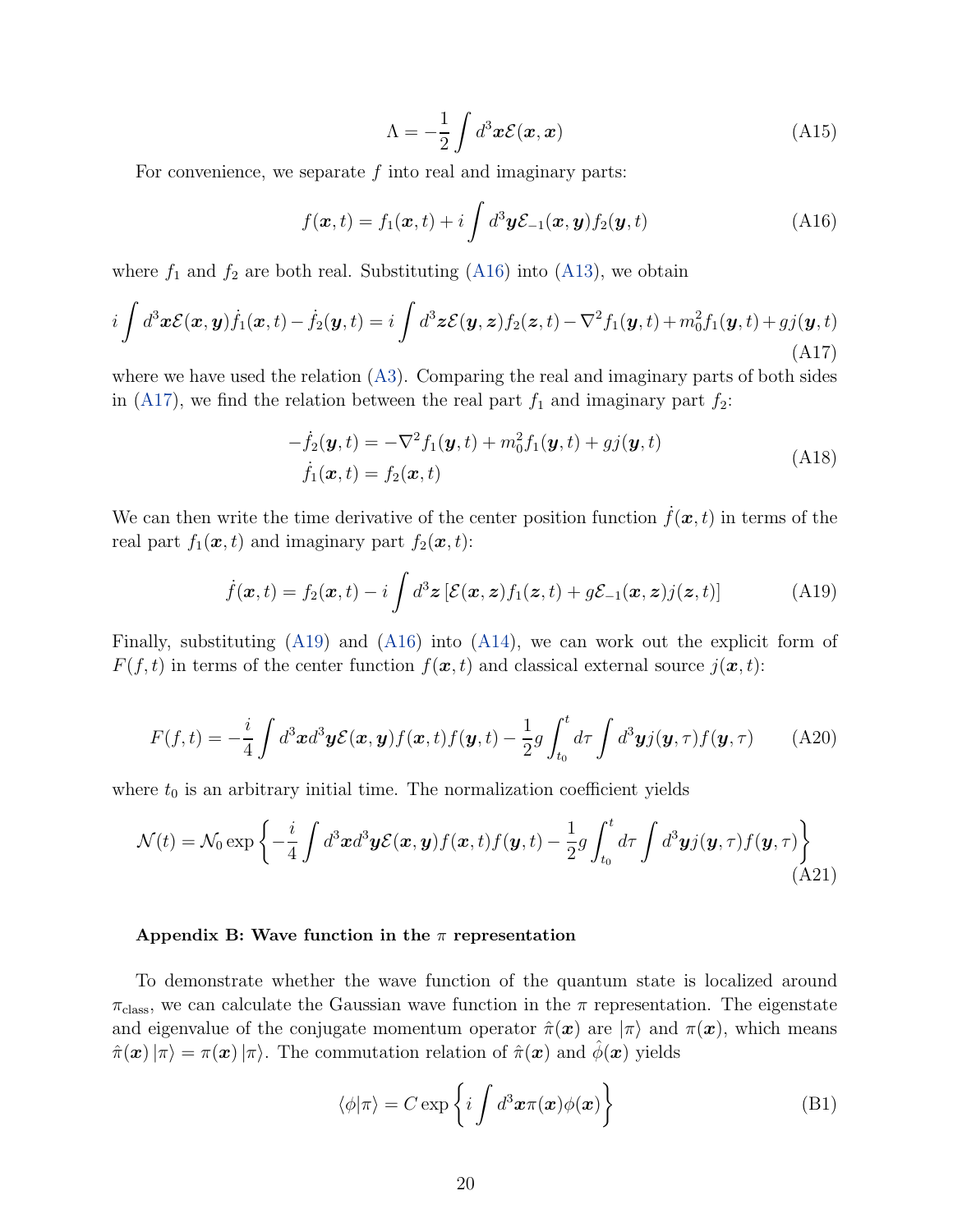$$\Lambda = -\frac{1}{2}\int d^3\boldsymbol{x}\mathcal{E}(\boldsymbol{x},\boldsymbol{x}) \tag{A15}$$

For convenience, we separate $f$ into real and imaginary parts:

$$f(\boldsymbol{x},t) = f_1(\boldsymbol{x},t) + i\int d^3\boldsymbol{y}\mathcal{E}_{-1}(\boldsymbol{x},\boldsymbol{y})f_2(\boldsymbol{y},t) \tag{A16}$$

where $f_1$ and $f_2$ are both real. Substituting (A16) into (A13), we obtain

$$i\int d^3\boldsymbol{x}\mathcal{E}(\boldsymbol{x},\boldsymbol{y})\dot{f}_1(\boldsymbol{x},t) - \dot{f}_2(\boldsymbol{y},t) = i\int d^3\boldsymbol{z}\mathcal{E}(\boldsymbol{y},\boldsymbol{z})f_2(\boldsymbol{z},t) - \nabla^2 f_1(\boldsymbol{y},t) + m_0^2 f_1(\boldsymbol{y},t) + gj(\boldsymbol{y},t) \tag{A17}$$

where we have used the relation (A3). Comparing the real and imaginary parts of both sides in (A17), we find the relation between the real part $f_1$ and imaginary part $f_2$:

$$\begin{aligned} -\dot{f}_2(\boldsymbol{y},t) &= -\nabla^2 f_1(\boldsymbol{y},t) + m_0^2 f_1(\boldsymbol{y},t) + gj(\boldsymbol{y},t) \\ \dot{f}_1(\boldsymbol{x},t) &= f_2(\boldsymbol{x},t) \end{aligned} \tag{A18}$$

We can then write the time derivative of the center position function $\dot{f}(\boldsymbol{x},t)$ in terms of the real part $f_1(\boldsymbol{x},t)$ and imaginary part $f_2(\boldsymbol{x},t)$:

$$\dot{f}(\boldsymbol{x},t) = f_2(\boldsymbol{x},t) - i\int d^3\boldsymbol{z}\left[\mathcal{E}(\boldsymbol{x},\boldsymbol{z})f_1(\boldsymbol{z},t) + g\mathcal{E}_{-1}(\boldsymbol{x},\boldsymbol{z})j(\boldsymbol{z},t)\right] \tag{A19}$$

Finally, substituting (A19) and (A16) into (A14), we can work out the explicit form of $F(f,t)$ in terms of the center function $f(\boldsymbol{x},t)$ and classical external source $j(\boldsymbol{x},t)$:

$$F(f,t) = -\frac{i}{4}\int d^3\boldsymbol{x}d^3\boldsymbol{y}\mathcal{E}(\boldsymbol{x},\boldsymbol{y})f(\boldsymbol{x},t)f(\boldsymbol{y},t) - \frac{1}{2}g\int_{t_0}^{t}d\tau\int d^3\boldsymbol{y}j(\boldsymbol{y},\tau)f(\boldsymbol{y},\tau) \tag{A20}$$

where $t_0$ is an arbitrary initial time. The normalization coefficient yields

$$\mathcal{N}(t) = \mathcal{N}_0\exp\left\{-\frac{i}{4}\int d^3\boldsymbol{x}d^3\boldsymbol{y}\mathcal{E}(\boldsymbol{x},\boldsymbol{y})f(\boldsymbol{x},t)f(\boldsymbol{y},t) - \frac{1}{2}g\int_{t_0}^{t}d\tau\int d^3\boldsymbol{y}j(\boldsymbol{y},\tau)f(\boldsymbol{y},\tau)\right\} \tag{A21}$$

#### Appendix B: Wave function in the $\pi$ representation

To demonstrate whether the wave function of the quantum state is localized around $\pi_{\text{class}}$, we can calculate the Gaussian wave function in the $\pi$ representation. The eigenstate and eigenvalue of the conjugate momentum operator $\hat{\pi}(\boldsymbol{x})$ are $|\pi\rangle$ and $\pi(\boldsymbol{x})$, which means $\hat{\pi}(\boldsymbol{x})|\pi\rangle = \pi(\boldsymbol{x})|\pi\rangle$. The commutation relation of $\hat{\pi}(\boldsymbol{x})$ and $\hat{\phi}(\boldsymbol{x})$ yields

$$\langle\phi|\pi\rangle = C\exp\left\{i\int d^3\boldsymbol{x}\pi(\boldsymbol{x})\phi(\boldsymbol{x})\right\} \tag{B1}$$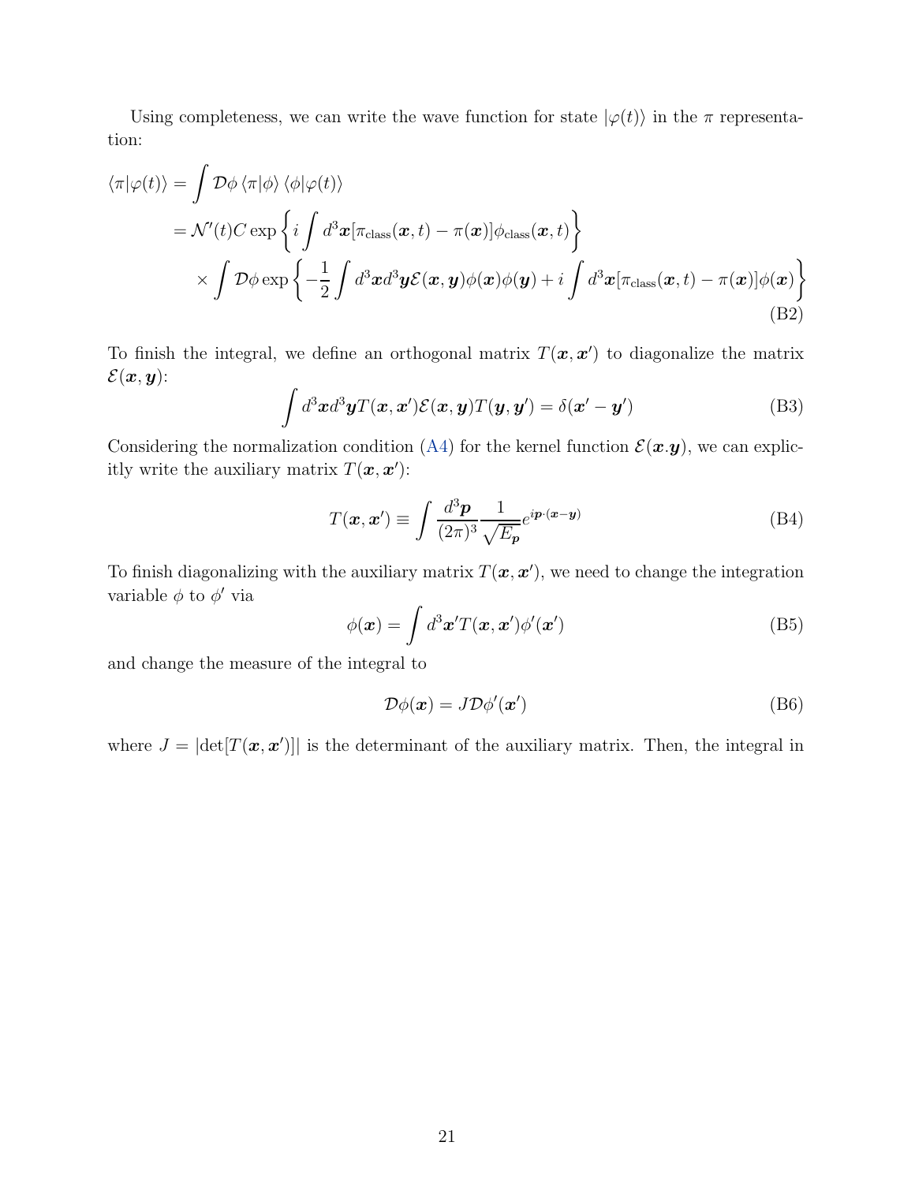Using completeness, we can write the wave function for state $|\varphi(t)\rangle$ in the $\pi$ representation:

$$
\begin{aligned}
\langle \pi|\varphi(t)\rangle &= \int \mathcal{D}\phi \, \langle \pi|\phi\rangle \, \langle \phi|\varphi(t)\rangle \\
&= \mathcal{N}'(t) C \exp\left\{ i \int d^3\boldsymbol{x} [\pi_{\text{class}}(\boldsymbol{x}, t) - \pi(\boldsymbol{x})] \phi_{\text{class}}(\boldsymbol{x}, t) \right\} \\
&\quad \times \int \mathcal{D}\phi \exp\left\{ -\frac{1}{2} \int d^3\boldsymbol{x} d^3\boldsymbol{y} \mathcal{E}(\boldsymbol{x}, \boldsymbol{y}) \phi(\boldsymbol{x}) \phi(\boldsymbol{y}) + i \int d^3\boldsymbol{x} [\pi_{\text{class}}(\boldsymbol{x}, t) - \pi(\boldsymbol{x})] \phi(\boldsymbol{x}) \right\}
\end{aligned}
\tag{B2}
$$

To finish the integral, we define an orthogonal matrix $T(\boldsymbol{x}, \boldsymbol{x}')$ to diagonalize the matrix $\mathcal{E}(\boldsymbol{x}, \boldsymbol{y})$:

$$
\int d^3\boldsymbol{x} d^3\boldsymbol{y} T(\boldsymbol{x}, \boldsymbol{x}') \mathcal{E}(\boldsymbol{x}, \boldsymbol{y}) T(\boldsymbol{y}, \boldsymbol{y}') = \delta(\boldsymbol{x}' - \boldsymbol{y}') \tag{B3}
$$

Considering the normalization condition (A4) for the kernel function $\mathcal{E}(\boldsymbol{x}.\boldsymbol{y})$, we can explicitly write the auxiliary matrix $T(\boldsymbol{x}, \boldsymbol{x}')$:

$$
T(\boldsymbol{x}, \boldsymbol{x}') \equiv \int \frac{d^3\boldsymbol{p}}{(2\pi)^3} \frac{1}{\sqrt{E_{\boldsymbol{p}}}} e^{i\boldsymbol{p}\cdot(\boldsymbol{x}-\boldsymbol{y})} \tag{B4}
$$

To finish diagonalizing with the auxiliary matrix $T(\boldsymbol{x}, \boldsymbol{x}')$, we need to change the integration variable $\phi$ to $\phi'$ via

$$
\phi(\boldsymbol{x}) = \int d^3\boldsymbol{x}' T(\boldsymbol{x}, \boldsymbol{x}') \phi'(\boldsymbol{x}') \tag{B5}
$$

and change the measure of the integral to

$$
\mathcal{D}\phi(\boldsymbol{x}) = J \mathcal{D}\phi'(\boldsymbol{x}') \tag{B6}
$$

where $J = |\det[T(\boldsymbol{x}, \boldsymbol{x}')]|$ is the determinant of the auxiliary matrix. Then, the integral in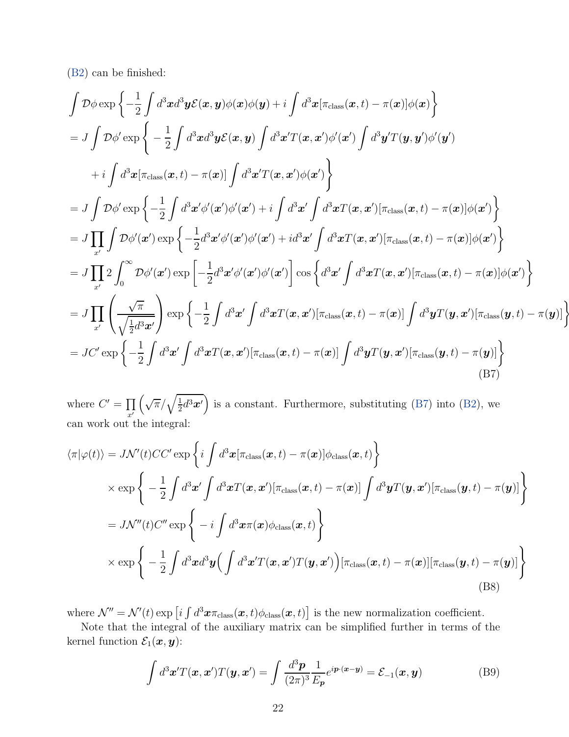(B2) can be finished:

$$
\begin{aligned}
&\int \mathcal{D}\phi \exp\left\{-\frac{1}{2}\int d^3\boldsymbol{x}d^3\boldsymbol{y}\mathcal{E}(\boldsymbol{x},\boldsymbol{y})\phi(\boldsymbol{x})\phi(\boldsymbol{y}) + i\int d^3\boldsymbol{x}[\pi_{\text{class}}(\boldsymbol{x},t)-\pi(\boldsymbol{x})]\phi(\boldsymbol{x})\right\} \\
&= J\int \mathcal{D}\phi' \exp\Bigg\{-\frac{1}{2}\int d^3\boldsymbol{x}d^3\boldsymbol{y}\mathcal{E}(\boldsymbol{x},\boldsymbol{y})\int d^3\boldsymbol{x}'T(\boldsymbol{x},\boldsymbol{x}')\phi'(\boldsymbol{x}')\int d^3\boldsymbol{y}'T(\boldsymbol{y},\boldsymbol{y}')\phi'(\boldsymbol{y}') \\
&\qquad + i\int d^3\boldsymbol{x}[\pi_{\text{class}}(\boldsymbol{x},t)-\pi(\boldsymbol{x})]\int d^3\boldsymbol{x}'T(\boldsymbol{x},\boldsymbol{x}')\phi(\boldsymbol{x}')\Bigg\} \\
&= J\int \mathcal{D}\phi' \exp\left\{-\frac{1}{2}\int d^3\boldsymbol{x}'\phi'(\boldsymbol{x}')\phi'(\boldsymbol{x}') + i\int d^3\boldsymbol{x}'\int d^3\boldsymbol{x}T(\boldsymbol{x},\boldsymbol{x}')[\pi_{\text{class}}(\boldsymbol{x},t)-\pi(\boldsymbol{x})]\phi(\boldsymbol{x}')\right\} \\
&= J\prod_{x'}\int \mathcal{D}\phi'(\boldsymbol{x}') \exp\left\{-\frac{1}{2}d^3\boldsymbol{x}'\phi'(\boldsymbol{x}')\phi'(\boldsymbol{x}') + id^3\boldsymbol{x}'\int d^3\boldsymbol{x}T(\boldsymbol{x},\boldsymbol{x}')[\pi_{\text{class}}(\boldsymbol{x},t)-\pi(\boldsymbol{x})]\phi(\boldsymbol{x}')\right\} \\
&= J\prod_{x'}2\int_0^\infty \mathcal{D}\phi'(\boldsymbol{x}') \exp\left[-\frac{1}{2}d^3\boldsymbol{x}'\phi'(\boldsymbol{x}')\phi'(\boldsymbol{x}')\right]\cos\left\{d^3\boldsymbol{x}'\int d^3\boldsymbol{x}T(\boldsymbol{x},\boldsymbol{x}')[\pi_{\text{class}}(\boldsymbol{x},t)-\pi(\boldsymbol{x})]\phi(\boldsymbol{x}')\right\} \\
&= J\prod_{x'}\left(\frac{\sqrt{\pi}}{\sqrt{\frac{1}{2}d^3\boldsymbol{x}'}}\right)\exp\left\{-\frac{1}{2}\int d^3\boldsymbol{x}'\int d^3\boldsymbol{x}T(\boldsymbol{x},\boldsymbol{x}')[\pi_{\text{class}}(\boldsymbol{x},t)-\pi(\boldsymbol{x})]\int d^3\boldsymbol{y}T(\boldsymbol{y},\boldsymbol{x}')[\pi_{\text{class}}(\boldsymbol{y},t)-\pi(\boldsymbol{y})]\right\} \\
&= JC'\exp\left\{-\frac{1}{2}\int d^3\boldsymbol{x}'\int d^3\boldsymbol{x}T(\boldsymbol{x},\boldsymbol{x}')[\pi_{\text{class}}(\boldsymbol{x},t)-\pi(\boldsymbol{x})]\int d^3\boldsymbol{y}T(\boldsymbol{y},\boldsymbol{x}')[\pi_{\text{class}}(\boldsymbol{y},t)-\pi(\boldsymbol{y})]\right\}
\end{aligned} \tag{B7}
$$

where $C' = \prod_{x'}\left(\sqrt{\pi}/\sqrt{\frac{1}{2}d^3\boldsymbol{x}'}\right)$ is a constant. Furthermore, substituting (B7) into (B2), we can work out the integral:

$$
\begin{aligned}
\langle\pi|\varphi(t)\rangle &= J\mathcal{N}'(t)CC'\exp\left\{i\int d^3\boldsymbol{x}[\pi_{\text{class}}(\boldsymbol{x},t)-\pi(\boldsymbol{x})]\phi_{\text{class}}(\boldsymbol{x},t)\right\} \\
&\quad\times\exp\Bigg\{-\frac{1}{2}\int d^3\boldsymbol{x}'\int d^3\boldsymbol{x}T(\boldsymbol{x},\boldsymbol{x}')[\pi_{\text{class}}(\boldsymbol{x},t)-\pi(\boldsymbol{x})]\int d^3\boldsymbol{y}T(\boldsymbol{y},\boldsymbol{x}')[\pi_{\text{class}}(\boldsymbol{y},t)-\pi(\boldsymbol{y})]\Bigg\} \\
&= J\mathcal{N}''(t)C''\exp\Bigg\{-i\int d^3\boldsymbol{x}\pi(\boldsymbol{x})\phi_{\text{class}}(\boldsymbol{x},t)\Bigg\} \\
&\quad\times\exp\Bigg\{-\frac{1}{2}\int d^3\boldsymbol{x}d^3\boldsymbol{y}\Big(\int d^3\boldsymbol{x}'T(\boldsymbol{x},\boldsymbol{x}')T(\boldsymbol{y},\boldsymbol{x}')\Big)[\pi_{\text{class}}(\boldsymbol{x},t)-\pi(\boldsymbol{x})][\pi_{\text{class}}(\boldsymbol{y},t)-\pi(\boldsymbol{y})]\Bigg\}
\end{aligned} \tag{B8}
$$

where $\mathcal{N}'' = \mathcal{N}'(t)\exp\left[i\int d^3\boldsymbol{x}\pi_{\text{class}}(\boldsymbol{x},t)\phi_{\text{class}}(\boldsymbol{x},t)\right]$ is the new normalization coefficient.

Note that the integral of the auxiliary matrix can be simplified further in terms of the kernel function $\mathcal{E}_1(\boldsymbol{x},\boldsymbol{y})$:

$$
\int d^3\boldsymbol{x}'T(\boldsymbol{x},\boldsymbol{x}')T(\boldsymbol{y},\boldsymbol{x}') = \int\frac{d^3\boldsymbol{p}}{(2\pi)^3}\frac{1}{E_{\boldsymbol{p}}}e^{i\boldsymbol{p}\cdot(\boldsymbol{x}-\boldsymbol{y})} = \mathcal{E}_{-1}(\boldsymbol{x},\boldsymbol{y}) \tag{B9}
$$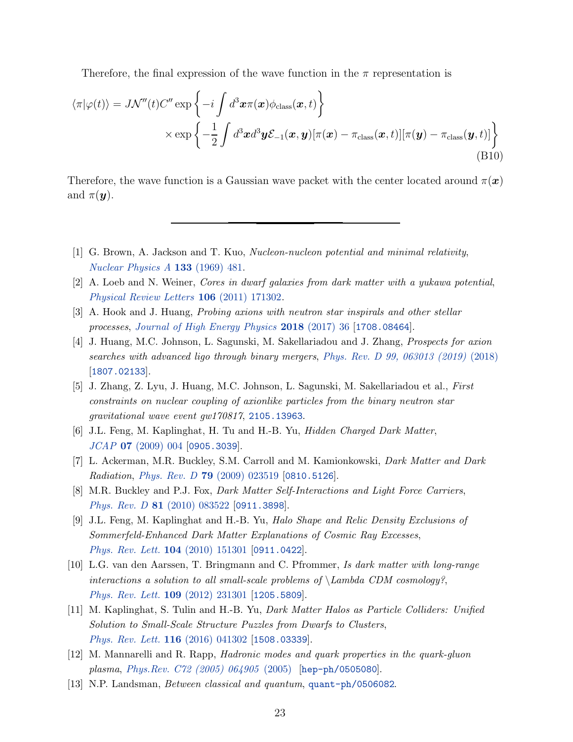Therefore, the final expression of the wave function in the $\pi$ representation is

$$\langle \pi|\varphi(t)\rangle = J\mathcal{N}''(t)C'' \exp\left\{-i\int d^3\boldsymbol{x}\pi(\boldsymbol{x})\phi_{\text{class}}(\boldsymbol{x},t)\right\} \\ \times \exp\left\{-\frac{1}{2}\int d^3\boldsymbol{x}d^3\boldsymbol{y}\mathcal{E}_{-1}(\boldsymbol{x},\boldsymbol{y})[\pi(\boldsymbol{x})-\pi_{\text{class}}(\boldsymbol{x},t)][\pi(\boldsymbol{y})-\pi_{\text{class}}(\boldsymbol{y},t)]\right\} \tag{B10}$$

Therefore, the wave function is a Gaussian wave packet with the center located around $\pi(\boldsymbol{x})$ and $\pi(\boldsymbol{y})$.

---

[1] G. Brown, A. Jackson and T. Kuo, *Nucleon-nucleon potential and minimal relativity*, Nuclear Physics A **133** (1969) 481.

[2] A. Loeb and N. Weiner, *Cores in dwarf galaxies from dark matter with a yukawa potential*, Physical Review Letters **106** (2011) 171302.

[3] A. Hook and J. Huang, *Probing axions with neutron star inspirals and other stellar processes*, Journal of High Energy Physics **2018** (2017) 36 [1708.08464].

[4] J. Huang, M.C. Johnson, L. Sagunski, M. Sakellariadou and J. Zhang, *Prospects for axion searches with advanced ligo through binary mergers*, Phys. Rev. D 99, 063013 (2019) (2018) [1807.02133].

[5] J. Zhang, Z. Lyu, J. Huang, M.C. Johnson, L. Sagunski, M. Sakellariadou et al., *First constraints on nuclear coupling of axionlike particles from the binary neutron star gravitational wave event gw170817*, 2105.13963.

[6] J.L. Feng, M. Kaplinghat, H. Tu and H.-B. Yu, *Hidden Charged Dark Matter*, JCAP **07** (2009) 004 [0905.3039].

[7] L. Ackerman, M.R. Buckley, S.M. Carroll and M. Kamionkowski, *Dark Matter and Dark Radiation*, Phys. Rev. D **79** (2009) 023519 [0810.5126].

[8] M.R. Buckley and P.J. Fox, *Dark Matter Self-Interactions and Light Force Carriers*, Phys. Rev. D **81** (2010) 083522 [0911.3898].

[9] J.L. Feng, M. Kaplinghat and H.-B. Yu, *Halo Shape and Relic Density Exclusions of Sommerfeld-Enhanced Dark Matter Explanations of Cosmic Ray Excesses*, Phys. Rev. Lett. **104** (2010) 151301 [0911.0422].

[10] L.G. van den Aarssen, T. Bringmann and C. Pfrommer, *Is dark matter with long-range interactions a solution to all small-scale problems of \Lambda CDM cosmology?*, Phys. Rev. Lett. **109** (2012) 231301 [1205.5809].

[11] M. Kaplinghat, S. Tulin and H.-B. Yu, *Dark Matter Halos as Particle Colliders: Unified Solution to Small-Scale Structure Puzzles from Dwarfs to Clusters*, Phys. Rev. Lett. **116** (2016) 041302 [1508.03339].

[12] M. Mannarelli and R. Rapp, *Hadronic modes and quark properties in the quark-gluon plasma*, Phys.Rev. C72 (2005) 064905 (2005) [hep-ph/0505080].

[13] N.P. Landsman, *Between classical and quantum*, quant-ph/0506082.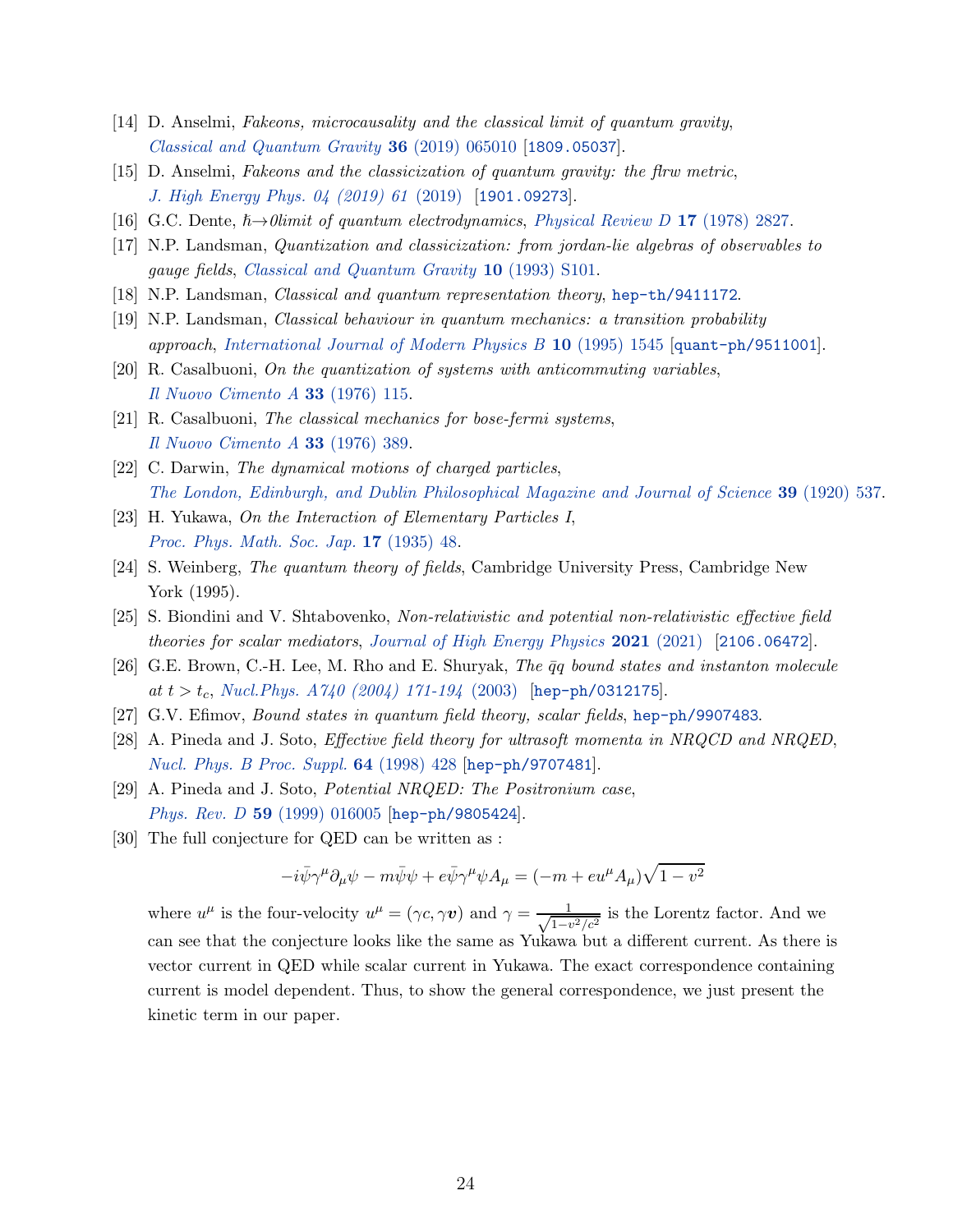[14] D. Anselmi, *Fakeons, microcausality and the classical limit of quantum gravity*, *Classical and Quantum Gravity* **36** (2019) 065010 [1809.05037].

[15] D. Anselmi, *Fakeons and the classicization of quantum gravity: the flrw metric*, *J. High Energy Phys. 04 (2019) 61* (2019) [1901.09273].

[16] G.C. Dente, *$\hbar \to 0$limit of quantum electrodynamics*, *Physical Review D* **17** (1978) 2827.

[17] N.P. Landsman, *Quantization and classicization: from jordan-lie algebras of observables to gauge fields*, *Classical and Quantum Gravity* **10** (1993) S101.

[18] N.P. Landsman, *Classical and quantum representation theory*, hep-th/9411172.

[19] N.P. Landsman, *Classical behaviour in quantum mechanics: a transition probability approach*, *International Journal of Modern Physics B* **10** (1995) 1545 [quant-ph/9511001].

[20] R. Casalbuoni, *On the quantization of systems with anticommuting variables*, *Il Nuovo Cimento A* **33** (1976) 115.

[21] R. Casalbuoni, *The classical mechanics for bose-fermi systems*, *Il Nuovo Cimento A* **33** (1976) 389.

[22] C. Darwin, *The dynamical motions of charged particles*, *The London, Edinburgh, and Dublin Philosophical Magazine and Journal of Science* **39** (1920) 537.

[23] H. Yukawa, *On the Interaction of Elementary Particles I*, *Proc. Phys. Math. Soc. Jap.* **17** (1935) 48.

[24] S. Weinberg, *The quantum theory of fields*, Cambridge University Press, Cambridge New York (1995).

[25] S. Biondini and V. Shtabovenko, *Non-relativistic and potential non-relativistic effective field theories for scalar mediators*, *Journal of High Energy Physics* **2021** (2021) [2106.06472].

[26] G.E. Brown, C.-H. Lee, M. Rho and E. Shuryak, *The $\bar{q}q$ bound states and instanton molecule at $t > t_c$*, *Nucl.Phys. A740 (2004) 171-194* (2003) [hep-ph/0312175].

[27] G.V. Efimov, *Bound states in quantum field theory, scalar fields*, hep-ph/9907483.

[28] A. Pineda and J. Soto, *Effective field theory for ultrasoft momenta in NRQCD and NRQED*, *Nucl. Phys. B Proc. Suppl.* **64** (1998) 428 [hep-ph/9707481].

[29] A. Pineda and J. Soto, *Potential NRQED: The Positronium case*, *Phys. Rev. D* **59** (1999) 016005 [hep-ph/9805424].

[30] The full conjecture for QED can be written as :

$$-i\bar{\psi}\gamma^{\mu}\partial_{\mu}\psi - m\bar{\psi}\psi + e\bar{\psi}\gamma^{\mu}\psi A_{\mu} = (-m + eu^{\mu}A_{\mu})\sqrt{1-v^2}$$

where $u^{\mu}$ is the four-velocity $u^{\mu} = (\gamma c, \gamma \boldsymbol{v})$ and $\gamma = \frac{1}{\sqrt{1-v^2/c^2}}$ is the Lorentz factor. And we can see that the conjecture looks like the same as Yukawa but a different current. As there is vector current in QED while scalar current in Yukawa. The exact correspondence containing current is model dependent. Thus, to show the general correspondence, we just present the kinetic term in our paper.